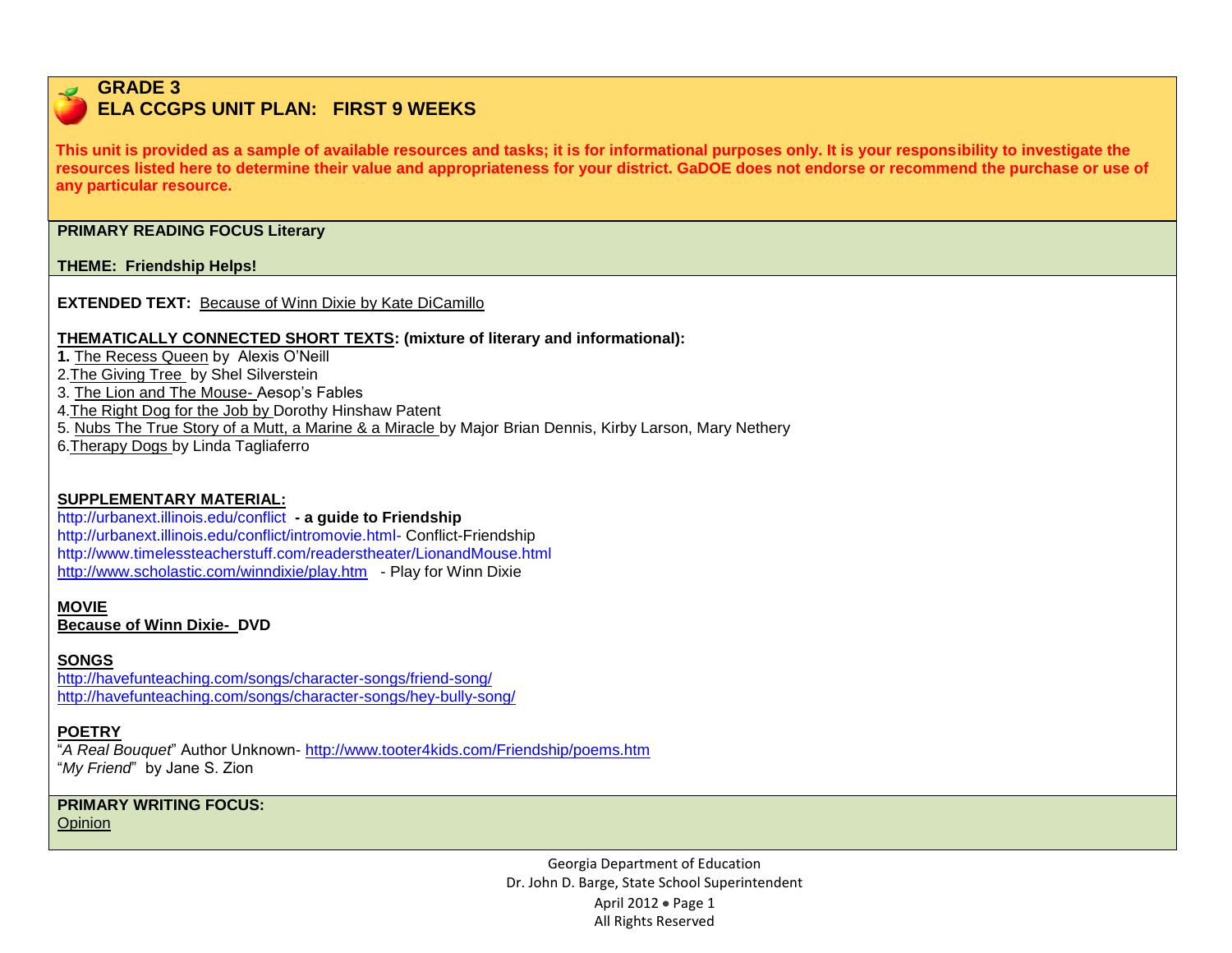# GRADE 3
# ELA CCGPS UNIT PLAN: FIRST 9 WEEKS

**This unit is provided as a sample of available resources and tasks; it is for informational purposes only. It is your responsibility to investigate the resources listed here to determine their value and appropriateness for your district. GaDOE does not endorse or recommend the purchase or use of any particular resource.**

**PRIMARY READING FOCUS Literary**

**THEME: Friendship Helps!**

**EXTENDED TEXT:** Because of Winn Dixie by Kate DiCamillo

**THEMATICALLY CONNECTED SHORT TEXTS: (mixture of literary and informational):**

1. The Recess Queen by Alexis O'Neill
2. The Giving Tree by Shel Silverstein
3. The Lion and The Mouse- Aesop's Fables
4. The Right Dog for the Job by Dorothy Hinshaw Patent
5. Nubs The True Story of a Mutt, a Marine & a Miracle by Major Brian Dennis, Kirby Larson, Mary Nethery
6. Therapy Dogs by Linda Tagliaferro

**SUPPLEMENTARY MATERIAL:**

http://urbanext.illinois.edu/conflict **- a guide to Friendship**
http://urbanext.illinois.edu/conflict/intromovie.html- Conflict-Friendship
http://www.timelessteacherstuff.com/readerstheater/LionandMouse.html
http://www.scholastic.com/winndixie/play.htm - Play for Winn Dixie

**MOVIE**
**Because of Winn Dixie- DVD**

**SONGS**
http://havefunteaching.com/songs/character-songs/friend-song/
http://havefunteaching.com/songs/character-songs/hey-bully-song/

**POETRY**
"*A Real Bouquet*" Author Unknown- http://www.tooter4kids.com/Friendship/poems.htm
"*My Friend*" by Jane S. Zion

**PRIMARY WRITING FOCUS:**
Opinion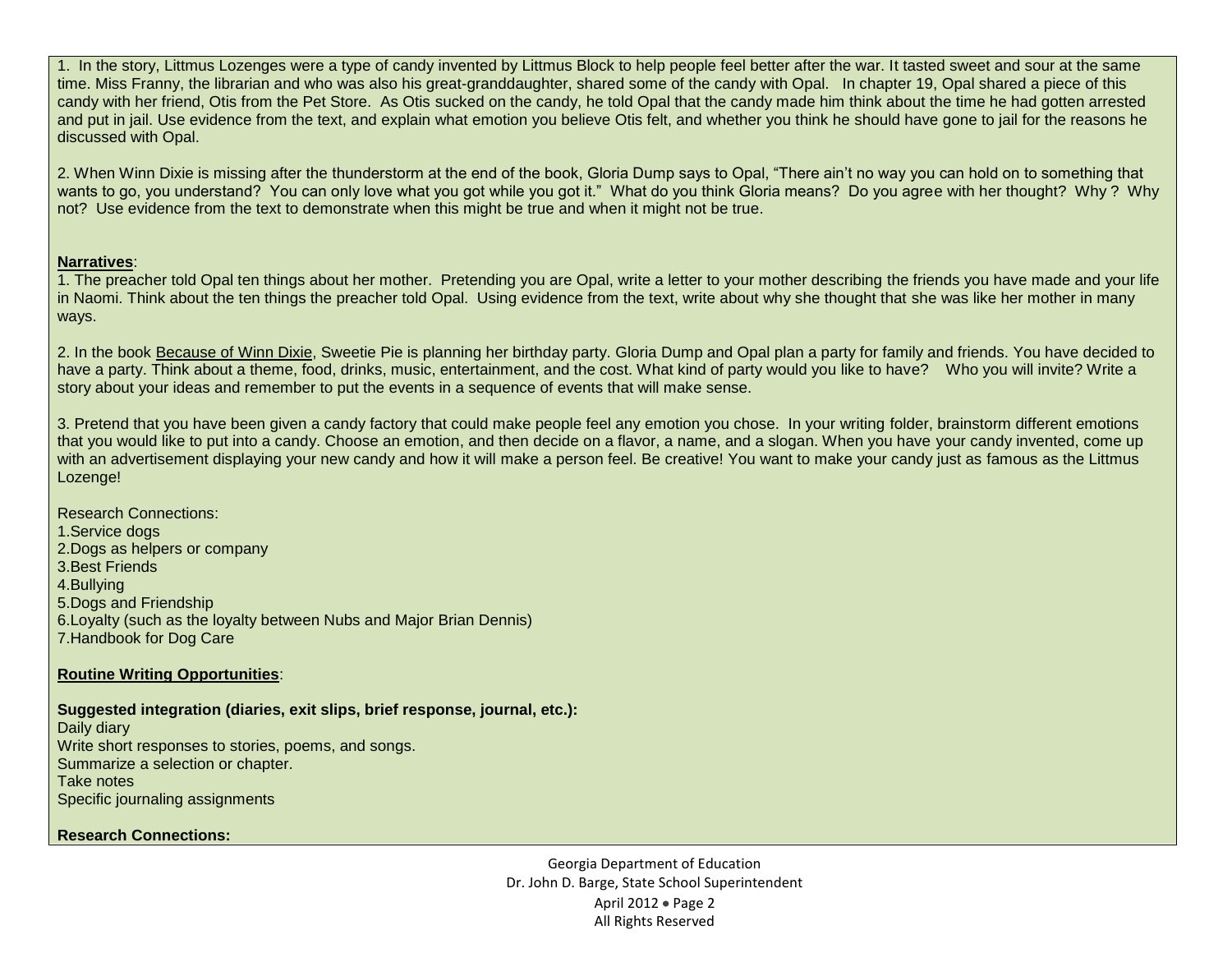1. In the story, Littmus Lozenges were a type of candy invented by Littmus Block to help people feel better after the war. It tasted sweet and sour at the same time. Miss Franny, the librarian and who was also his great-granddaughter, shared some of the candy with Opal. In chapter 19, Opal shared a piece of this candy with her friend, Otis from the Pet Store. As Otis sucked on the candy, he told Opal that the candy made him think about the time he had gotten arrested and put in jail. Use evidence from the text, and explain what emotion you believe Otis felt, and whether you think he should have gone to jail for the reasons he discussed with Opal.

2. When Winn Dixie is missing after the thunderstorm at the end of the book, Gloria Dump says to Opal, "There ain't no way you can hold on to something that wants to go, you understand? You can only love what you got while you got it." What do you think Gloria means? Do you agree with her thought? Why ? Why not? Use evidence from the text to demonstrate when this might be true and when it might not be true.

**<u>Narratives</u>**:

1. The preacher told Opal ten things about her mother. Pretending you are Opal, write a letter to your mother describing the friends you have made and your life in Naomi. Think about the ten things the preacher told Opal. Using evidence from the text, write about why she thought that she was like her mother in many ways.

2. In the book <u>Because of Winn Dixie</u>, Sweetie Pie is planning her birthday party. Gloria Dump and Opal plan a party for family and friends. You have decided to have a party. Think about a theme, food, drinks, music, entertainment, and the cost. What kind of party would you like to have? Who you will invite? Write a story about your ideas and remember to put the events in a sequence of events that will make sense.

3. Pretend that you have been given a candy factory that could make people feel any emotion you chose. In your writing folder, brainstorm different emotions that you would like to put into a candy. Choose an emotion, and then decide on a flavor, a name, and a slogan. When you have your candy invented, come up with an advertisement displaying your new candy and how it will make a person feel. Be creative! You want to make your candy just as famous as the Littmus Lozenge!

Research Connections:

1. Service dogs
2. Dogs as helpers or company
3. Best Friends
4. Bullying
5. Dogs and Friendship
6. Loyalty (such as the loyalty between Nubs and Major Brian Dennis)
7. Handbook for Dog Care

**<u>Routine Writing Opportunities</u>**:

**Suggested integration (diaries, exit slips, brief response, journal, etc.):**

Daily diary
Write short responses to stories, poems, and songs.
Summarize a selection or chapter.
Take notes
Specific journaling assignments

**Research Connections:**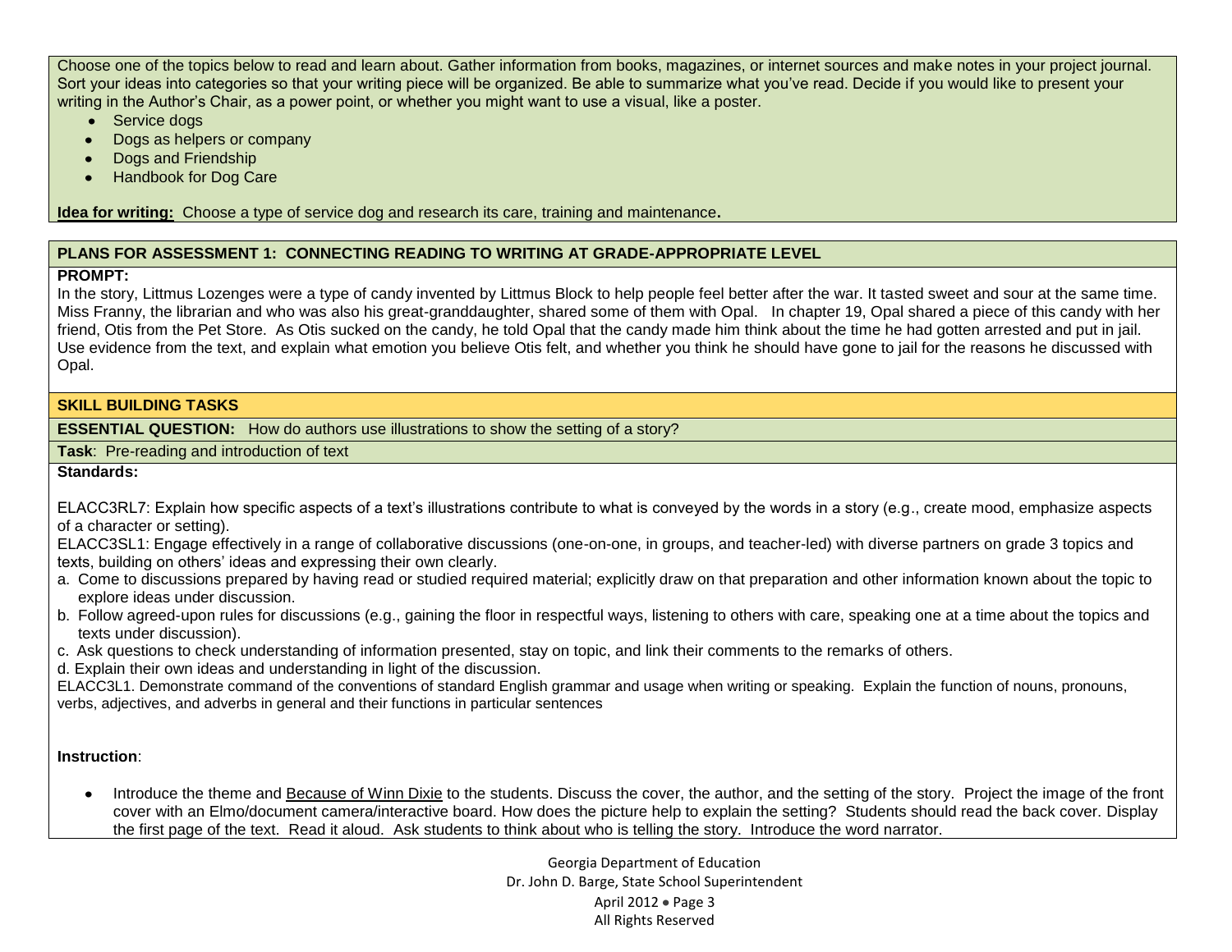Choose one of the topics below to read and learn about. Gather information from books, magazines, or internet sources and make notes in your project journal. Sort your ideas into categories so that your writing piece will be organized. Be able to summarize what you've read. Decide if you would like to present your writing in the Author's Chair, as a power point, or whether you might want to use a visual, like a poster.

- Service dogs
- Dogs as helpers or company
- Dogs and Friendship
- Handbook for Dog Care

**Idea for writing:** Choose a type of service dog and research its care, training and maintenance**.**

## PLANS FOR ASSESSMENT 1: CONNECTING READING TO WRITING AT GRADE-APPROPRIATE LEVEL

**PROMPT:**

In the story, Littmus Lozenges were a type of candy invented by Littmus Block to help people feel better after the war. It tasted sweet and sour at the same time. Miss Franny, the librarian and who was also his great-granddaughter, shared some of them with Opal. In chapter 19, Opal shared a piece of this candy with her friend, Otis from the Pet Store. As Otis sucked on the candy, he told Opal that the candy made him think about the time he had gotten arrested and put in jail. Use evidence from the text, and explain what emotion you believe Otis felt, and whether you think he should have gone to jail for the reasons he discussed with Opal.

## SKILL BUILDING TASKS

**ESSENTIAL QUESTION:** How do authors use illustrations to show the setting of a story?

**Task**: Pre-reading and introduction of text

**Standards:**

ELACC3RL7: Explain how specific aspects of a text's illustrations contribute to what is conveyed by the words in a story (e.g., create mood, emphasize aspects of a character or setting).

ELACC3SL1: Engage effectively in a range of collaborative discussions (one-on-one, in groups, and teacher-led) with diverse partners on grade 3 topics and texts, building on others' ideas and expressing their own clearly.

a. Come to discussions prepared by having read or studied required material; explicitly draw on that preparation and other information known about the topic to explore ideas under discussion.
b. Follow agreed-upon rules for discussions (e.g., gaining the floor in respectful ways, listening to others with care, speaking one at a time about the topics and texts under discussion).
c. Ask questions to check understanding of information presented, stay on topic, and link their comments to the remarks of others.
d. Explain their own ideas and understanding in light of the discussion.

ELACC3L1. Demonstrate command of the conventions of standard English grammar and usage when writing or speaking. Explain the function of nouns, pronouns, verbs, adjectives, and adverbs in general and their functions in particular sentences

**Instruction**:

- Introduce the theme and Because of Winn Dixie to the students. Discuss the cover, the author, and the setting of the story. Project the image of the front cover with an Elmo/document camera/interactive board. How does the picture help to explain the setting? Students should read the back cover. Display the first page of the text. Read it aloud. Ask students to think about who is telling the story. Introduce the word narrator.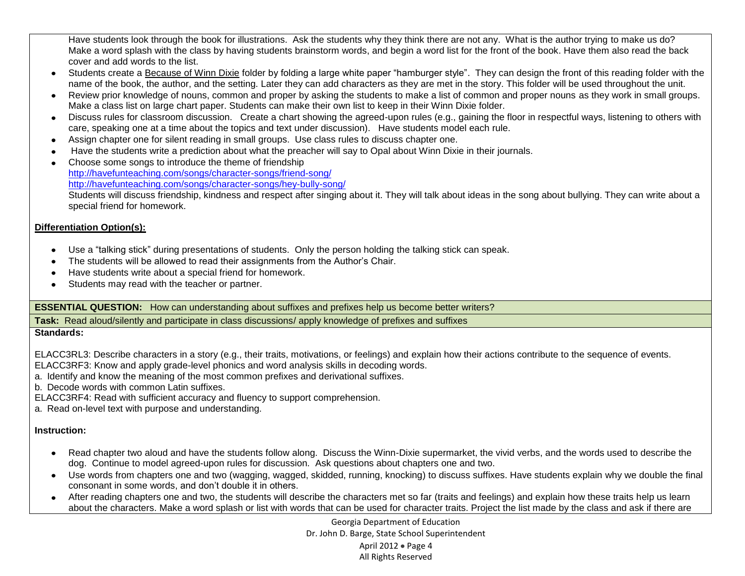Have students look through the book for illustrations. Ask the students why they think there are not any. What is the author trying to make us do? Make a word splash with the class by having students brainstorm words, and begin a word list for the front of the book. Have them also read the back cover and add words to the list.

- Students create a Because of Winn Dixie folder by folding a large white paper "hamburger style". They can design the front of this reading folder with the name of the book, the author, and the setting. Later they can add characters as they are met in the story. This folder will be used throughout the unit.
- Review prior knowledge of nouns, common and proper by asking the students to make a list of common and proper nouns as they work in small groups. Make a class list on large chart paper. Students can make their own list to keep in their Winn Dixie folder.
- Discuss rules for classroom discussion. Create a chart showing the agreed-upon rules (e.g., gaining the floor in respectful ways, listening to others with care, speaking one at a time about the topics and text under discussion). Have students model each rule.
- Assign chapter one for silent reading in small groups. Use class rules to discuss chapter one.
- Have the students write a prediction about what the preacher will say to Opal about Winn Dixie in their journals.
- Choose some songs to introduce the theme of friendship
  http://havefunteaching.com/songs/character-songs/friend-song/
  http://havefunteaching.com/songs/character-songs/hey-bully-song/
  Students will discuss friendship, kindness and respect after singing about it. They will talk about ideas in the song about bullying. They can write about a special friend for homework.

**Differentiation Option(s):**

- Use a "talking stick" during presentations of students. Only the person holding the talking stick can speak.
- The students will be allowed to read their assignments from the Author's Chair.
- Have students write about a special friend for homework.
- Students may read with the teacher or partner.

**ESSENTIAL QUESTION:** How can understanding about suffixes and prefixes help us become better writers?

**Task:** Read aloud/silently and participate in class discussions/ apply knowledge of prefixes and suffixes

**Standards:**

ELACC3RL3: Describe characters in a story (e.g., their traits, motivations, or feelings) and explain how their actions contribute to the sequence of events.
ELACC3RF3: Know and apply grade-level phonics and word analysis skills in decoding words.
a. Identify and know the meaning of the most common prefixes and derivational suffixes.
b. Decode words with common Latin suffixes.
ELACC3RF4: Read with sufficient accuracy and fluency to support comprehension.
a. Read on-level text with purpose and understanding.

**Instruction:**

- Read chapter two aloud and have the students follow along. Discuss the Winn-Dixie supermarket, the vivid verbs, and the words used to describe the dog. Continue to model agreed-upon rules for discussion. Ask questions about chapters one and two.
- Use words from chapters one and two (wagging, wagged, skidded, running, knocking) to discuss suffixes. Have students explain why we double the final consonant in some words, and don't double it in others.
- After reading chapters one and two, the students will describe the characters met so far (traits and feelings) and explain how these traits help us learn about the characters. Make a word splash or list with words that can be used for character traits. Project the list made by the class and ask if there are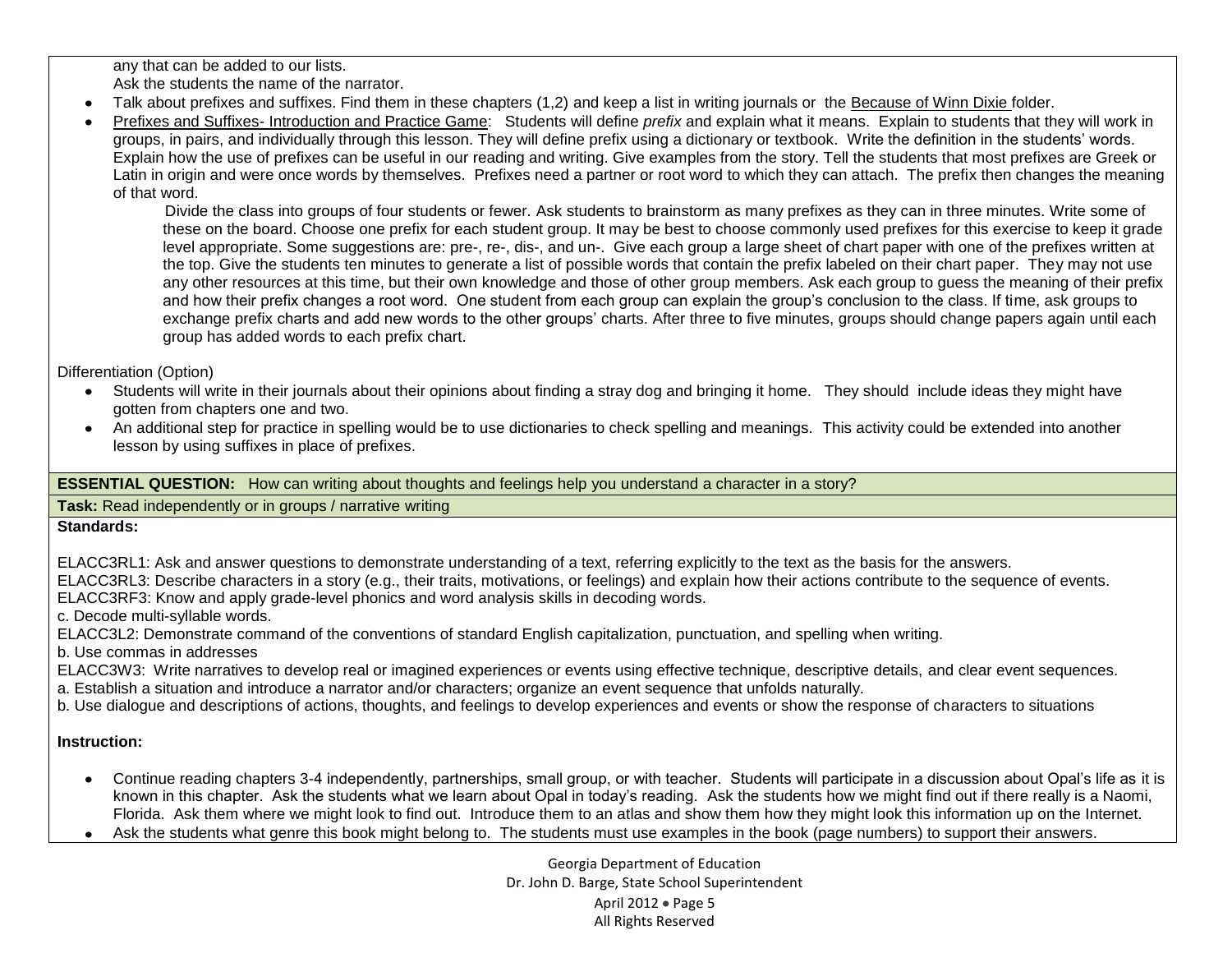any that can be added to our lists.
Ask the students the name of the narrator.

- Talk about prefixes and suffixes. Find them in these chapters (1,2) and keep a list in writing journals or the Because of Winn Dixie folder.
- Prefixes and Suffixes- Introduction and Practice Game: Students will define *prefix* and explain what it means. Explain to students that they will work in groups, in pairs, and individually through this lesson. They will define prefix using a dictionary or textbook. Write the definition in the students' words. Explain how the use of prefixes can be useful in our reading and writing. Give examples from the story. Tell the students that most prefixes are Greek or Latin in origin and were once words by themselves. Prefixes need a partner or root word to which they can attach. The prefix then changes the meaning of that word.

  Divide the class into groups of four students or fewer. Ask students to brainstorm as many prefixes as they can in three minutes. Write some of these on the board. Choose one prefix for each student group. It may be best to choose commonly used prefixes for this exercise to keep it grade level appropriate. Some suggestions are: pre-, re-, dis-, and un-. Give each group a large sheet of chart paper with one of the prefixes written at the top. Give the students ten minutes to generate a list of possible words that contain the prefix labeled on their chart paper. They may not use any other resources at this time, but their own knowledge and those of other group members. Ask each group to guess the meaning of their prefix and how their prefix changes a root word. One student from each group can explain the group's conclusion to the class. If time, ask groups to exchange prefix charts and add new words to the other groups' charts. After three to five minutes, groups should change papers again until each group has added words to each prefix chart.

Differentiation (Option)

- Students will write in their journals about their opinions about finding a stray dog and bringing it home. They should include ideas they might have gotten from chapters one and two.
- An additional step for practice in spelling would be to use dictionaries to check spelling and meanings. This activity could be extended into another lesson by using suffixes in place of prefixes.

**ESSENTIAL QUESTION:** How can writing about thoughts and feelings help you understand a character in a story?

**Task:** Read independently or in groups / narrative writing

**Standards:**

ELACC3RL1: Ask and answer questions to demonstrate understanding of a text, referring explicitly to the text as the basis for the answers.
ELACC3RL3: Describe characters in a story (e.g., their traits, motivations, or feelings) and explain how their actions contribute to the sequence of events.
ELACC3RF3: Know and apply grade-level phonics and word analysis skills in decoding words.
c. Decode multi-syllable words.
ELACC3L2: Demonstrate command of the conventions of standard English capitalization, punctuation, and spelling when writing.
b. Use commas in addresses
ELACC3W3: Write narratives to develop real or imagined experiences or events using effective technique, descriptive details, and clear event sequences.
a. Establish a situation and introduce a narrator and/or characters; organize an event sequence that unfolds naturally.
b. Use dialogue and descriptions of actions, thoughts, and feelings to develop experiences and events or show the response of characters to situations

**Instruction:**

- Continue reading chapters 3-4 independently, partnerships, small group, or with teacher. Students will participate in a discussion about Opal's life as it is known in this chapter. Ask the students what we learn about Opal in today's reading. Ask the students how we might find out if there really is a Naomi, Florida. Ask them where we might look to find out. Introduce them to an atlas and show them how they might look this information up on the Internet.
- Ask the students what genre this book might belong to. The students must use examples in the book (page numbers) to support their answers.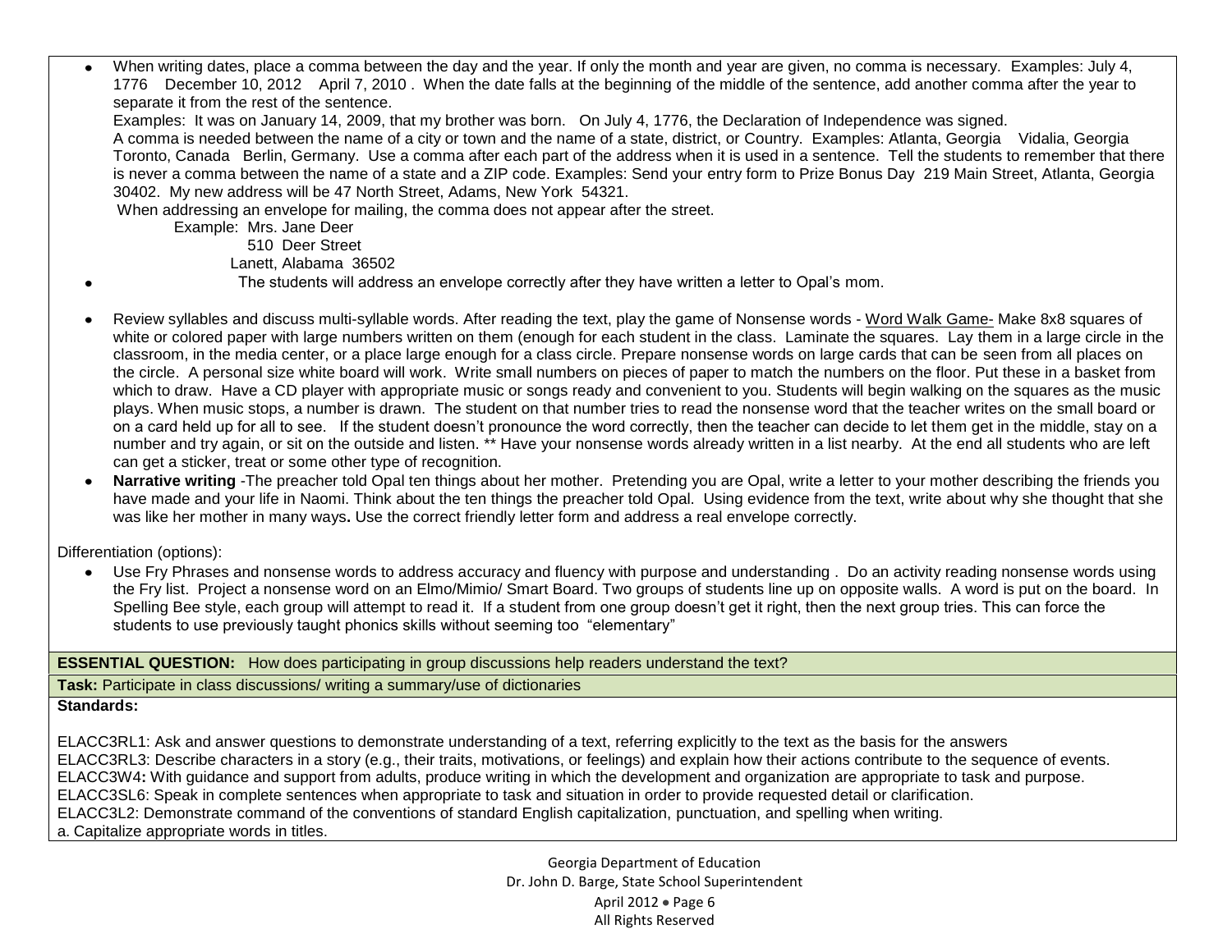- When writing dates, place a comma between the day and the year. If only the month and year are given, no comma is necessary. Examples: July 4, 1776  December 10, 2012  April 7, 2010 . When the date falls at the beginning of the middle of the sentence, add another comma after the year to separate it from the rest of the sentence.
  Examples: It was on January 14, 2009, that my brother was born. On July 4, 1776, the Declaration of Independence was signed.
  A comma is needed between the name of a city or town and the name of a state, district, or Country. Examples: Atlanta, Georgia  Vidalia, Georgia  Toronto, Canada  Berlin, Germany. Use a comma after each part of the address when it is used in a sentence. Tell the students to remember that there is never a comma between the name of a state and a ZIP code. Examples: Send your entry form to Prize Bonus Day 219 Main Street, Atlanta, Georgia 30402. My new address will be 47 North Street, Adams, New York 54321.
  When addressing an envelope for mailing, the comma does not appear after the street.
  Example: Mrs. Jane Deer
  510 Deer Street
  Lanett, Alabama 36502
- The students will address an envelope correctly after they have written a letter to Opal's mom.
- Review syllables and discuss multi-syllable words. After reading the text, play the game of Nonsense words - Word Walk Game- Make 8x8 squares of white or colored paper with large numbers written on them (enough for each student in the class. Laminate the squares. Lay them in a large circle in the classroom, in the media center, or a place large enough for a class circle. Prepare nonsense words on large cards that can be seen from all places on the circle. A personal size white board will work. Write small numbers on pieces of paper to match the numbers on the floor. Put these in a basket from which to draw. Have a CD player with appropriate music or songs ready and convenient to you. Students will begin walking on the squares as the music plays. When music stops, a number is drawn. The student on that number tries to read the nonsense word that the teacher writes on the small board or on a card held up for all to see. If the student doesn't pronounce the word correctly, then the teacher can decide to let them get in the middle, stay on a number and try again, or sit on the outside and listen. ** Have your nonsense words already written in a list nearby. At the end all students who are left can get a sticker, treat or some other type of recognition.
- **Narrative writing** -The preacher told Opal ten things about her mother. Pretending you are Opal, write a letter to your mother describing the friends you have made and your life in Naomi. Think about the ten things the preacher told Opal. Using evidence from the text, write about why she thought that she was like her mother in many ways**.** Use the correct friendly letter form and address a real envelope correctly.

Differentiation (options):

- Use Fry Phrases and nonsense words to address accuracy and fluency with purpose and understanding . Do an activity reading nonsense words using the Fry list. Project a nonsense word on an Elmo/Mimio/ Smart Board. Two groups of students line up on opposite walls. A word is put on the board. In Spelling Bee style, each group will attempt to read it. If a student from one group doesn't get it right, then the next group tries. This can force the students to use previously taught phonics skills without seeming too "elementary"

**ESSENTIAL QUESTION:** How does participating in group discussions help readers understand the text?

**Task:** Participate in class discussions/ writing a summary/use of dictionaries

**Standards:**

ELACC3RL1: Ask and answer questions to demonstrate understanding of a text, referring explicitly to the text as the basis for the answers
ELACC3RL3: Describe characters in a story (e.g., their traits, motivations, or feelings) and explain how their actions contribute to the sequence of events.
ELACC3W4**:** With guidance and support from adults, produce writing in which the development and organization are appropriate to task and purpose.
ELACC3SL6: Speak in complete sentences when appropriate to task and situation in order to provide requested detail or clarification.
ELACC3L2: Demonstrate command of the conventions of standard English capitalization, punctuation, and spelling when writing.
a. Capitalize appropriate words in titles.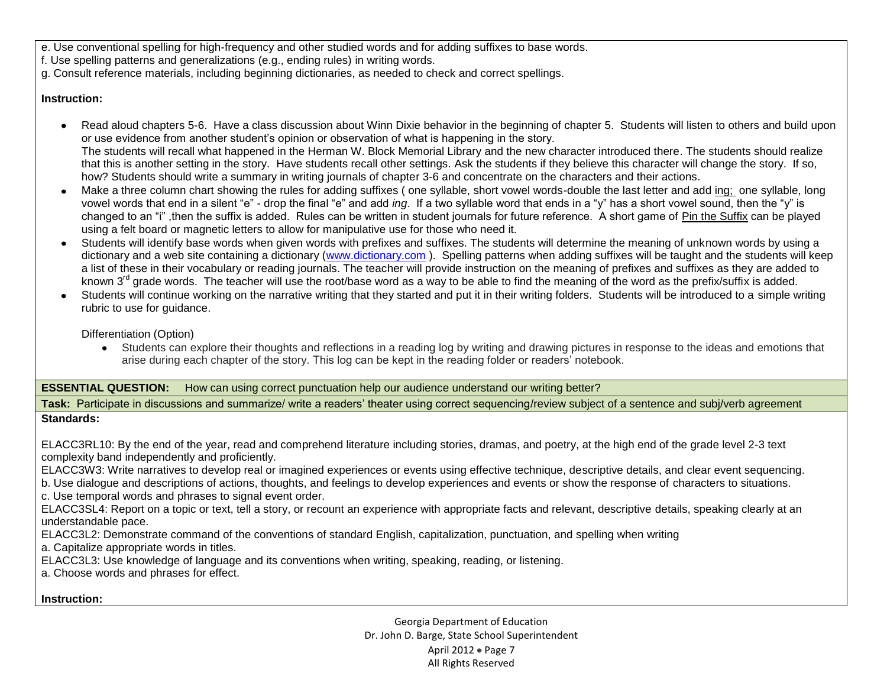e. Use conventional spelling for high-frequency and other studied words and for adding suffixes to base words.
f. Use spelling patterns and generalizations (e.g., ending rules) in writing words.
g. Consult reference materials, including beginning dictionaries, as needed to check and correct spellings.

**Instruction:**

- Read aloud chapters 5-6. Have a class discussion about Winn Dixie behavior in the beginning of chapter 5. Students will listen to others and build upon or use evidence from another student's opinion or observation of what is happening in the story.
  The students will recall what happened in the Herman W. Block Memorial Library and the new character introduced there. The students should realize that this is another setting in the story. Have students recall other settings. Ask the students if they believe this character will change the story. If so, how? Students should write a summary in writing journals of chapter 3-6 and concentrate on the characters and their actions.
- Make a three column chart showing the rules for adding suffixes ( one syllable, short vowel words-double the last letter and add ing; one syllable, long vowel words that end in a silent "e" - drop the final "e" and add *ing*. If a two syllable word that ends in a "y" has a short vowel sound, then the "y" is changed to an "i" ,then the suffix is added. Rules can be written in student journals for future reference. A short game of Pin the Suffix can be played using a felt board or magnetic letters to allow for manipulative use for those who need it.
- Students will identify base words when given words with prefixes and suffixes. The students will determine the meaning of unknown words by using a dictionary and a web site containing a dictionary (www.dictionary.com ). Spelling patterns when adding suffixes will be taught and the students will keep a list of these in their vocabulary or reading journals. The teacher will provide instruction on the meaning of prefixes and suffixes as they are added to known 3rd grade words. The teacher will use the root/base word as a way to be able to find the meaning of the word as the prefix/suffix is added.
- Students will continue working on the narrative writing that they started and put it in their writing folders. Students will be introduced to a simple writing rubric to use for guidance.

Differentiation (Option)

- Students can explore their thoughts and reflections in a reading log by writing and drawing pictures in response to the ideas and emotions that arise during each chapter of the story. This log can be kept in the reading folder or readers' notebook.

**ESSENTIAL QUESTION:** How can using correct punctuation help our audience understand our writing better?

**Task:** Participate in discussions and summarize/ write a readers' theater using correct sequencing/review subject of a sentence and subj/verb agreement

**Standards:**

ELACC3RL10: By the end of the year, read and comprehend literature including stories, dramas, and poetry, at the high end of the grade level 2-3 text complexity band independently and proficiently.
ELACC3W3: Write narratives to develop real or imagined experiences or events using effective technique, descriptive details, and clear event sequencing.
b. Use dialogue and descriptions of actions, thoughts, and feelings to develop experiences and events or show the response of characters to situations.
c. Use temporal words and phrases to signal event order.
ELACC3SL4: Report on a topic or text, tell a story, or recount an experience with appropriate facts and relevant, descriptive details, speaking clearly at an understandable pace.
ELACC3L2: Demonstrate command of the conventions of standard English, capitalization, punctuation, and spelling when writing
a. Capitalize appropriate words in titles.
ELACC3L3: Use knowledge of language and its conventions when writing, speaking, reading, or listening.
a. Choose words and phrases for effect.

**Instruction:**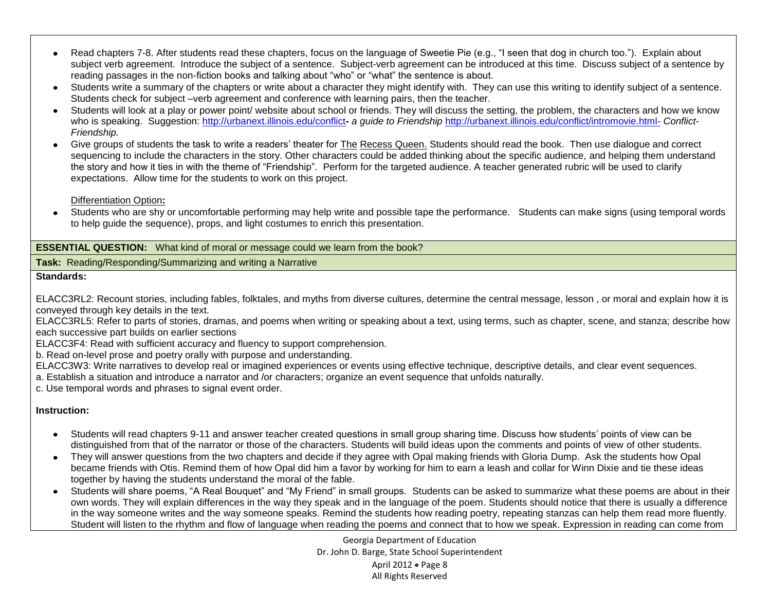- Read chapters 7-8. After students read these chapters, focus on the language of Sweetie Pie (e.g., "I seen that dog in church too."). Explain about subject verb agreement. Introduce the subject of a sentence. Subject-verb agreement can be introduced at this time. Discuss subject of a sentence by reading passages in the non-fiction books and talking about "who" or "what" the sentence is about.
- Students write a summary of the chapters or write about a character they might identify with. They can use this writing to identify subject of a sentence. Students check for subject –verb agreement and conference with learning pairs, then the teacher.
- Students will look at a play or power point/ website about school or friends. They will discuss the setting, the problem, the characters and how we know who is speaking. Suggestion: http://urbanext.illinois.edu/conflict**-** *a guide to Friendship* http://urbanext.illinois.edu/conflict/intromovie.html- *Conflict-Friendship.*
- Give groups of students the task to write a readers' theater for The Recess Queen. Students should read the book. Then use dialogue and correct sequencing to include the characters in the story. Other characters could be added thinking about the specific audience, and helping them understand the story and how it ties in with the theme of "Friendship". Perform for the targeted audience. A teacher generated rubric will be used to clarify expectations. Allow time for the students to work on this project.

Differentiation Option**:**

- Students who are shy or uncomfortable performing may help write and possible tape the performance. Students can make signs (using temporal words to help guide the sequence), props, and light costumes to enrich this presentation.

**ESSENTIAL QUESTION:** What kind of moral or message could we learn from the book?

**Task:** Reading/Responding/Summarizing and writing a Narrative

**Standards:**

ELACC3RL2: Recount stories, including fables, folktales, and myths from diverse cultures, determine the central message, lesson , or moral and explain how it is conveyed through key details in the text.
ELACC3RL5: Refer to parts of stories, dramas, and poems when writing or speaking about a text, using terms, such as chapter, scene, and stanza; describe how each successive part builds on earlier sections
ELACC3F4: Read with sufficient accuracy and fluency to support comprehension.
b. Read on-level prose and poetry orally with purpose and understanding.
ELACC3W3: Write narratives to develop real or imagined experiences or events using effective technique, descriptive details, and clear event sequences.
a. Establish a situation and introduce a narrator and /or characters; organize an event sequence that unfolds naturally.
c. Use temporal words and phrases to signal event order.

**Instruction:**

- Students will read chapters 9-11 and answer teacher created questions in small group sharing time. Discuss how students' points of view can be distinguished from that of the narrator or those of the characters. Students will build ideas upon the comments and points of view of other students.
- They will answer questions from the two chapters and decide if they agree with Opal making friends with Gloria Dump. Ask the students how Opal became friends with Otis. Remind them of how Opal did him a favor by working for him to earn a leash and collar for Winn Dixie and tie these ideas together by having the students understand the moral of the fable.
- Students will share poems, "A Real Bouquet" and "My Friend" in small groups. Students can be asked to summarize what these poems are about in their own words. They will explain differences in the way they speak and in the language of the poem. Students should notice that there is usually a difference in the way someone writes and the way someone speaks. Remind the students how reading poetry, repeating stanzas can help them read more fluently. Student will listen to the rhythm and flow of language when reading the poems and connect that to how we speak. Expression in reading can come from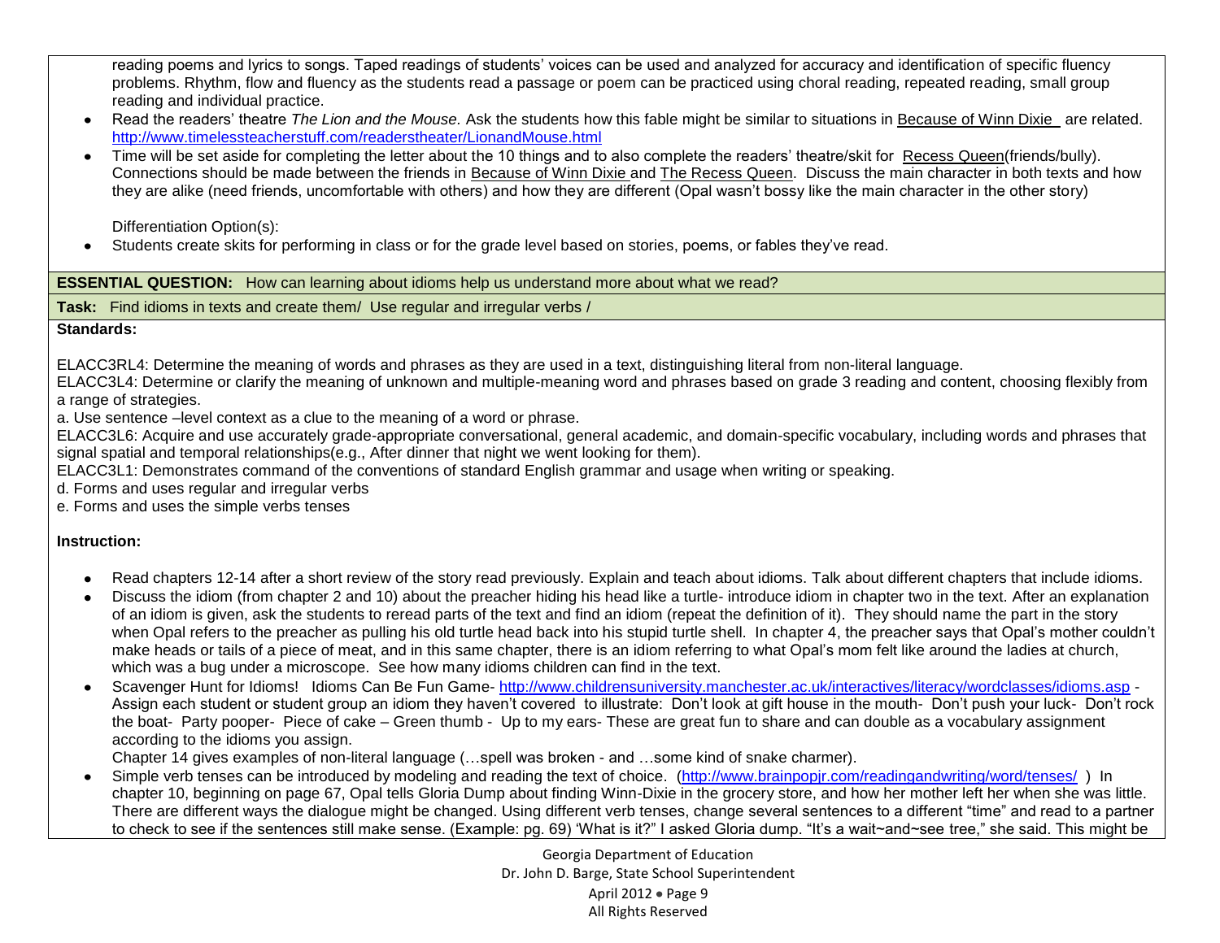reading poems and lyrics to songs. Taped readings of students' voices can be used and analyzed for accuracy and identification of specific fluency problems. Rhythm, flow and fluency as the students read a passage or poem can be practiced using choral reading, repeated reading, small group reading and individual practice.

- Read the readers' theatre *The Lion and the Mouse.* Ask the students how this fable might be similar to situations in Because of Winn Dixie are related. http://www.timelessteacherstuff.com/readerstheater/LionandMouse.html
- Time will be set aside for completing the letter about the 10 things and to also complete the readers' theatre/skit for Recess Queen(friends/bully). Connections should be made between the friends in Because of Winn Dixie and The Recess Queen. Discuss the main character in both texts and how they are alike (need friends, uncomfortable with others) and how they are different (Opal wasn't bossy like the main character in the other story)

Differentiation Option(s):

- Students create skits for performing in class or for the grade level based on stories, poems, or fables they've read.

**ESSENTIAL QUESTION:** How can learning about idioms help us understand more about what we read?

**Task:** Find idioms in texts and create them/ Use regular and irregular verbs /

**Standards:**

ELACC3RL4: Determine the meaning of words and phrases as they are used in a text, distinguishing literal from non-literal language.
ELACC3L4: Determine or clarify the meaning of unknown and multiple-meaning word and phrases based on grade 3 reading and content, choosing flexibly from a range of strategies.
a. Use sentence –level context as a clue to the meaning of a word or phrase.
ELACC3L6: Acquire and use accurately grade-appropriate conversational, general academic, and domain-specific vocabulary, including words and phrases that signal spatial and temporal relationships(e.g., After dinner that night we went looking for them).
ELACC3L1: Demonstrates command of the conventions of standard English grammar and usage when writing or speaking.
d. Forms and uses regular and irregular verbs
e. Forms and uses the simple verbs tenses

**Instruction:**

- Read chapters 12-14 after a short review of the story read previously. Explain and teach about idioms. Talk about different chapters that include idioms.
- Discuss the idiom (from chapter 2 and 10) about the preacher hiding his head like a turtle- introduce idiom in chapter two in the text. After an explanation of an idiom is given, ask the students to reread parts of the text and find an idiom (repeat the definition of it). They should name the part in the story when Opal refers to the preacher as pulling his old turtle head back into his stupid turtle shell. In chapter 4, the preacher says that Opal's mother couldn't make heads or tails of a piece of meat, and in this same chapter, there is an idiom referring to what Opal's mom felt like around the ladies at church, which was a bug under a microscope. See how many idioms children can find in the text.
- Scavenger Hunt for Idioms! Idioms Can Be Fun Game- http://www.childrensuniversity.manchester.ac.uk/interactives/literacy/wordclasses/idioms.asp - Assign each student or student group an idiom they haven't covered to illustrate: Don't look at gift house in the mouth- Don't push your luck- Don't rock the boat- Party pooper- Piece of cake – Green thumb - Up to my ears- These are great fun to share and can double as a vocabulary assignment according to the idioms you assign.

  Chapter 14 gives examples of non-literal language (…spell was broken - and …some kind of snake charmer).
- Simple verb tenses can be introduced by modeling and reading the text of choice. (http://www.brainpopjr.com/readingandwriting/word/tenses/ ) In chapter 10, beginning on page 67, Opal tells Gloria Dump about finding Winn-Dixie in the grocery store, and how her mother left her when she was little. There are different ways the dialogue might be changed. Using different verb tenses, change several sentences to a different "time" and read to a partner to check to see if the sentences still make sense. (Example: pg. 69) 'What is it?" I asked Gloria dump. "It's a wait~and~see tree," she said. This might be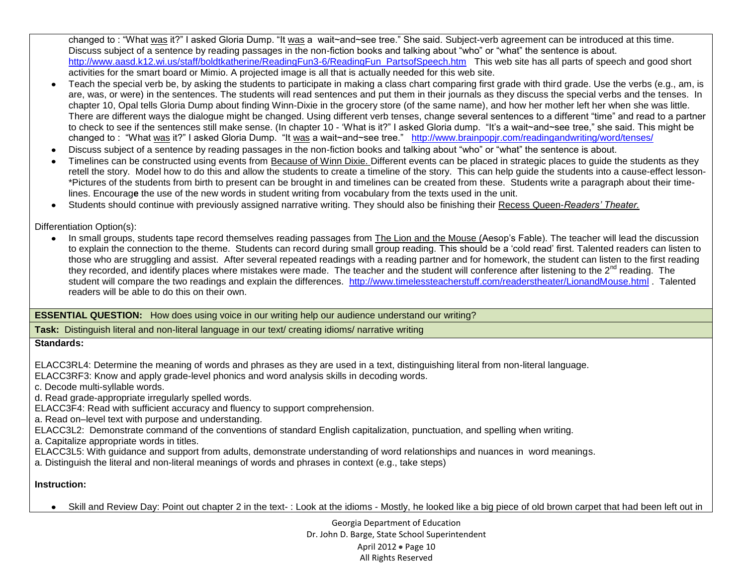changed to : "What was it?" I asked Gloria Dump. "It was a wait~and~see tree." She said. Subject-verb agreement can be introduced at this time. Discuss subject of a sentence by reading passages in the non-fiction books and talking about "who" or "what" the sentence is about. http://www.aasd.k12.wi.us/staff/boldtkatherine/ReadingFun3-6/ReadingFun_PartsofSpeech.htm This web site has all parts of speech and good short activities for the smart board or Mimio. A projected image is all that is actually needed for this web site.

- Teach the special verb be, by asking the students to participate in making a class chart comparing first grade with third grade. Use the verbs (e.g., am, is are, was, or were) in the sentences. The students will read sentences and put them in their journals as they discuss the special verbs and the tenses. In chapter 10, Opal tells Gloria Dump about finding Winn-Dixie in the grocery store (of the same name), and how her mother left her when she was little. There are different ways the dialogue might be changed. Using different verb tenses, change several sentences to a different "time" and read to a partner to check to see if the sentences still make sense. (In chapter 10 - 'What is it?" I asked Gloria dump. "It's a wait~and~see tree," she said. This might be changed to : "What was it?" I asked Gloria Dump. "It was a wait~and~see tree." http://www.brainpopjr.com/readingandwriting/word/tenses/
- Discuss subject of a sentence by reading passages in the non-fiction books and talking about "who" or "what" the sentence is about.
- Timelines can be constructed using events from Because of Winn Dixie. Different events can be placed in strategic places to guide the students as they retell the story. Model how to do this and allow the students to create a timeline of the story. This can help guide the students into a cause-effect lesson- *Pictures of the students from birth to present can be brought in and timelines can be created from these. Students write a paragraph about their time-lines. Encourage the use of the new words in student writing from vocabulary from the texts used in the unit.
- Students should continue with previously assigned narrative writing. They should also be finishing their Recess Queen-*Readers' Theater.*

Differentiation Option(s):

- In small groups, students tape record themselves reading passages from The Lion and the Mouse (Aesop's Fable). The teacher will lead the discussion to explain the connection to the theme. Students can record during small group reading. This should be a 'cold read' first. Talented readers can listen to those who are struggling and assist. After several repeated readings with a reading partner and for homework, the student can listen to the first reading they recorded, and identify places where mistakes were made. The teacher and the student will conference after listening to the 2nd reading. The student will compare the two readings and explain the differences. http://www.timelessteacherstuff.com/readerstheater/LionandMouse.html . Talented readers will be able to do this on their own.

**ESSENTIAL QUESTION:** How does using voice in our writing help our audience understand our writing?

**Task:** Distinguish literal and non-literal language in our text/ creating idioms/ narrative writing

**Standards:**

ELACC3RL4: Determine the meaning of words and phrases as they are used in a text, distinguishing literal from non-literal language.
ELACC3RF3: Know and apply grade-level phonics and word analysis skills in decoding words.
c. Decode multi-syllable words.
d. Read grade-appropriate irregularly spelled words.
ELACC3F4: Read with sufficient accuracy and fluency to support comprehension.
a. Read on–level text with purpose and understanding.
ELACC3L2: Demonstrate command of the conventions of standard English capitalization, punctuation, and spelling when writing.
a. Capitalize appropriate words in titles.
ELACC3L5: With guidance and support from adults, demonstrate understanding of word relationships and nuances in word meanings.
a. Distinguish the literal and non-literal meanings of words and phrases in context (e.g., take steps)

**Instruction:**

- Skill and Review Day: Point out chapter 2 in the text- : Look at the idioms - Mostly, he looked like a big piece of old brown carpet that had been left out in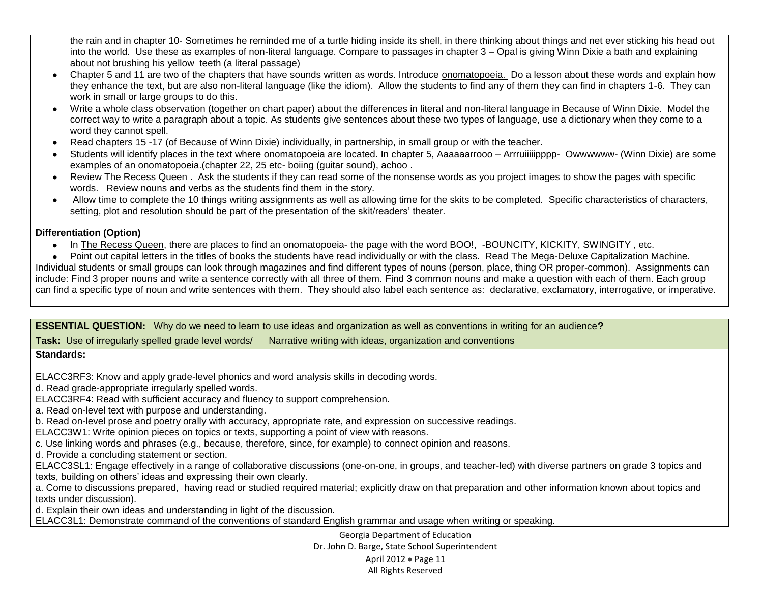the rain and in chapter 10- Sometimes he reminded me of a turtle hiding inside its shell, in there thinking about things and net ever sticking his head out into the world. Use these as examples of non-literal language. Compare to passages in chapter 3 – Opal is giving Winn Dixie a bath and explaining about not brushing his yellow teeth (a literal passage)

- Chapter 5 and 11 are two of the chapters that have sounds written as words. Introduce onomatopoeia. Do a lesson about these words and explain how they enhance the text, but are also non-literal language (like the idiom). Allow the students to find any of them they can find in chapters 1-6. They can work in small or large groups to do this.
- Write a whole class observation (together on chart paper) about the differences in literal and non-literal language in Because of Winn Dixie. Model the correct way to write a paragraph about a topic. As students give sentences about these two types of language, use a dictionary when they come to a word they cannot spell.
- Read chapters 15 -17 (of Because of Winn Dixie) individually, in partnership, in small group or with the teacher.
- Students will identify places in the text where onomatopoeia are located. In chapter 5, Aaaaaarrooo – Arrruiiiiipppp- Owwwwww- (Winn Dixie) are some examples of an onomatopoeia.(chapter 22, 25 etc- boiing (guitar sound), achoo .
- Review The Recess Queen . Ask the students if they can read some of the nonsense words as you project images to show the pages with specific words. Review nouns and verbs as the students find them in the story.
- Allow time to complete the 10 things writing assignments as well as allowing time for the skits to be completed. Specific characteristics of characters, setting, plot and resolution should be part of the presentation of the skit/readers' theater.

**Differentiation (Option)**

- In The Recess Queen, there are places to find an onomatopoeia- the page with the word BOO!, -BOUNCITY, KICKITY, SWINGITY , etc.
- Point out capital letters in the titles of books the students have read individually or with the class. Read The Mega-Deluxe Capitalization Machine.

Individual students or small groups can look through magazines and find different types of nouns (person, place, thing OR proper-common). Assignments can include: Find 3 proper nouns and write a sentence correctly with all three of them. Find 3 common nouns and make a question with each of them. Each group can find a specific type of noun and write sentences with them. They should also label each sentence as: declarative, exclamatory, interrogative, or imperative.

**ESSENTIAL QUESTION:** Why do we need to learn to use ideas and organization as well as conventions in writing for an audience**?**

**Task:** Use of irregularly spelled grade level words/ Narrative writing with ideas, organization and conventions

**Standards:**

ELACC3RF3: Know and apply grade-level phonics and word analysis skills in decoding words.
d. Read grade-appropriate irregularly spelled words.
ELACC3RF4: Read with sufficient accuracy and fluency to support comprehension.
a. Read on-level text with purpose and understanding.
b. Read on-level prose and poetry orally with accuracy, appropriate rate, and expression on successive readings.
ELACC3W1: Write opinion pieces on topics or texts, supporting a point of view with reasons.
c. Use linking words and phrases (e.g., because, therefore, since, for example) to connect opinion and reasons.
d. Provide a concluding statement or section.
ELACC3SL1: Engage effectively in a range of collaborative discussions (one-on-one, in groups, and teacher-led) with diverse partners on grade 3 topics and texts, building on others' ideas and expressing their own clearly.
a. Come to discussions prepared, having read or studied required material; explicitly draw on that preparation and other information known about topics and texts under discussion).
d. Explain their own ideas and understanding in light of the discussion.
ELACC3L1: Demonstrate command of the conventions of standard English grammar and usage when writing or speaking.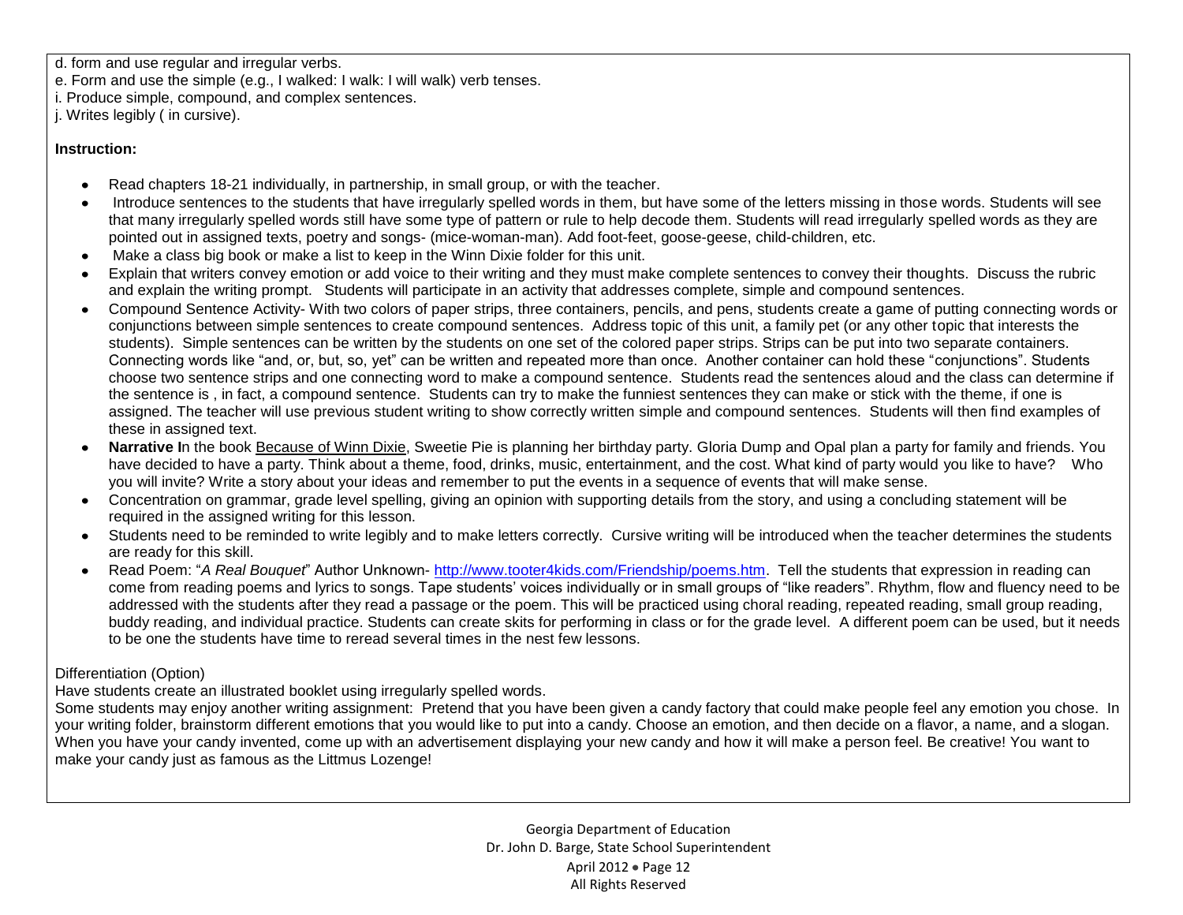d. form and use regular and irregular verbs.
e. Form and use the simple (e.g., I walked: I walk: I will walk) verb tenses.
i. Produce simple, compound, and complex sentences.
j. Writes legibly ( in cursive).

**Instruction:**

- Read chapters 18-21 individually, in partnership, in small group, or with the teacher.
- Introduce sentences to the students that have irregularly spelled words in them, but have some of the letters missing in those words. Students will see that many irregularly spelled words still have some type of pattern or rule to help decode them. Students will read irregularly spelled words as they are pointed out in assigned texts, poetry and songs- (mice-woman-man). Add foot-feet, goose-geese, child-children, etc.
- Make a class big book or make a list to keep in the Winn Dixie folder for this unit.
- Explain that writers convey emotion or add voice to their writing and they must make complete sentences to convey their thoughts. Discuss the rubric and explain the writing prompt. Students will participate in an activity that addresses complete, simple and compound sentences.
- Compound Sentence Activity- With two colors of paper strips, three containers, pencils, and pens, students create a game of putting connecting words or conjunctions between simple sentences to create compound sentences. Address topic of this unit, a family pet (or any other topic that interests the students). Simple sentences can be written by the students on one set of the colored paper strips. Strips can be put into two separate containers. Connecting words like "and, or, but, so, yet" can be written and repeated more than once. Another container can hold these "conjunctions". Students choose two sentence strips and one connecting word to make a compound sentence. Students read the sentences aloud and the class can determine if the sentence is , in fact, a compound sentence. Students can try to make the funniest sentences they can make or stick with the theme, if one is assigned. The teacher will use previous student writing to show correctly written simple and compound sentences. Students will then find examples of these in assigned text.
- **Narrative I**n the book Because of Winn Dixie, Sweetie Pie is planning her birthday party. Gloria Dump and Opal plan a party for family and friends. You have decided to have a party. Think about a theme, food, drinks, music, entertainment, and the cost. What kind of party would you like to have? Who you will invite? Write a story about your ideas and remember to put the events in a sequence of events that will make sense.
- Concentration on grammar, grade level spelling, giving an opinion with supporting details from the story, and using a concluding statement will be required in the assigned writing for this lesson.
- Students need to be reminded to write legibly and to make letters correctly. Cursive writing will be introduced when the teacher determines the students are ready for this skill.
- Read Poem: "*A Real Bouquet*" Author Unknown- http://www.tooter4kids.com/Friendship/poems.htm. Tell the students that expression in reading can come from reading poems and lyrics to songs. Tape students' voices individually or in small groups of "like readers". Rhythm, flow and fluency need to be addressed with the students after they read a passage or the poem. This will be practiced using choral reading, repeated reading, small group reading, buddy reading, and individual practice. Students can create skits for performing in class or for the grade level. A different poem can be used, but it needs to be one the students have time to reread several times in the nest few lessons.

Differentiation (Option)

Have students create an illustrated booklet using irregularly spelled words.

Some students may enjoy another writing assignment: Pretend that you have been given a candy factory that could make people feel any emotion you chose. In your writing folder, brainstorm different emotions that you would like to put into a candy. Choose an emotion, and then decide on a flavor, a name, and a slogan. When you have your candy invented, come up with an advertisement displaying your new candy and how it will make a person feel. Be creative! You want to make your candy just as famous as the Littmus Lozenge!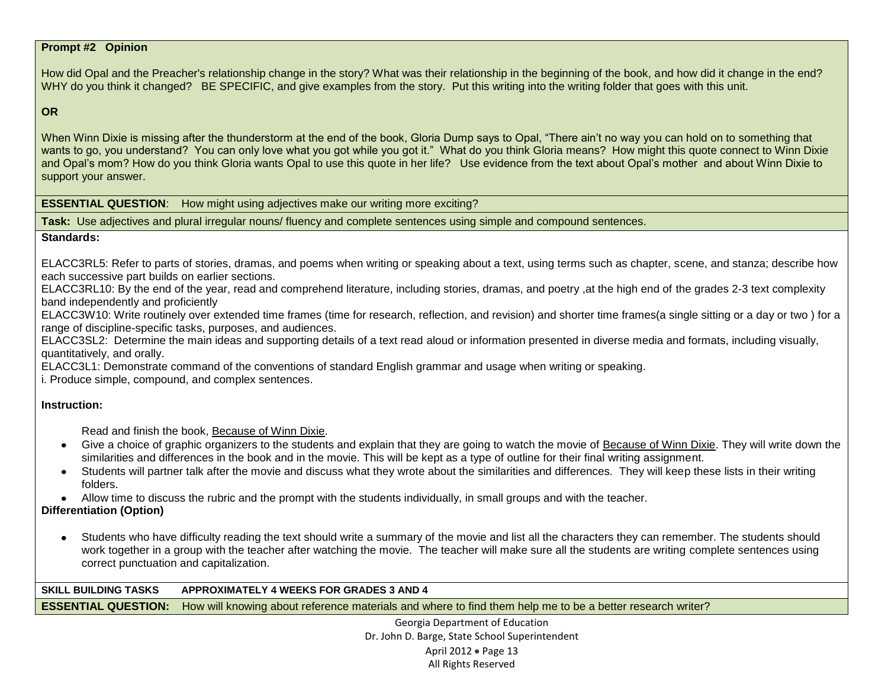**Prompt #2 Opinion**

How did Opal and the Preacher's relationship change in the story? What was their relationship in the beginning of the book, and how did it change in the end? WHY do you think it changed? BE SPECIFIC, and give examples from the story. Put this writing into the writing folder that goes with this unit.

**OR**

When Winn Dixie is missing after the thunderstorm at the end of the book, Gloria Dump says to Opal, "There ain't no way you can hold on to something that wants to go, you understand? You can only love what you got while you got it." What do you think Gloria means? How might this quote connect to Winn Dixie and Opal's mom? How do you think Gloria wants Opal to use this quote in her life? Use evidence from the text about Opal's mother and about Winn Dixie to support your answer.

**ESSENTIAL QUESTION**: How might using adjectives make our writing more exciting?

**Task:** Use adjectives and plural irregular nouns/ fluency and complete sentences using simple and compound sentences.

**Standards:**

ELACC3RL5: Refer to parts of stories, dramas, and poems when writing or speaking about a text, using terms such as chapter, scene, and stanza; describe how each successive part builds on earlier sections.
ELACC3RL10: By the end of the year, read and comprehend literature, including stories, dramas, and poetry ,at the high end of the grades 2-3 text complexity band independently and proficiently
ELACC3W10: Write routinely over extended time frames (time for research, reflection, and revision) and shorter time frames(a single sitting or a day or two ) for a range of discipline-specific tasks, purposes, and audiences.
ELACC3SL2: Determine the main ideas and supporting details of a text read aloud or information presented in diverse media and formats, including visually, quantitatively, and orally.
ELACC3L1: Demonstrate command of the conventions of standard English grammar and usage when writing or speaking.
i. Produce simple, compound, and complex sentences.

**Instruction:**

Read and finish the book, Because of Winn Dixie.

- Give a choice of graphic organizers to the students and explain that they are going to watch the movie of Because of Winn Dixie. They will write down the similarities and differences in the book and in the movie. This will be kept as a type of outline for their final writing assignment.
- Students will partner talk after the movie and discuss what they wrote about the similarities and differences. They will keep these lists in their writing folders.
- Allow time to discuss the rubric and the prompt with the students individually, in small groups and with the teacher.

**Differentiation (Option)**

- Students who have difficulty reading the text should write a summary of the movie and list all the characters they can remember. The students should work together in a group with the teacher after watching the movie. The teacher will make sure all the students are writing complete sentences using correct punctuation and capitalization.

**SKILL BUILDING TASKS APPROXIMATELY 4 WEEKS FOR GRADES 3 AND 4**

**ESSENTIAL QUESTION:** How will knowing about reference materials and where to find them help me to be a better research writer?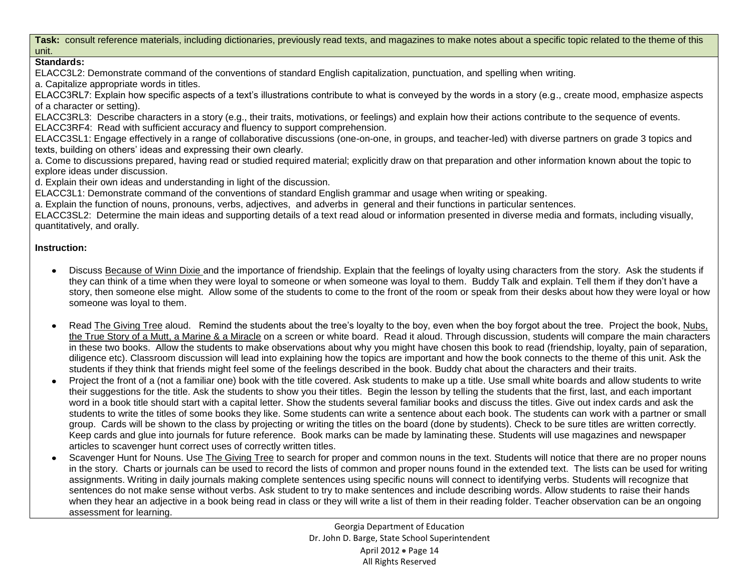**Task:** consult reference materials, including dictionaries, previously read texts, and magazines to make notes about a specific topic related to the theme of this unit.

**Standards:**

ELACC3L2: Demonstrate command of the conventions of standard English capitalization, punctuation, and spelling when writing.

a. Capitalize appropriate words in titles.

ELACC3RL7: Explain how specific aspects of a text's illustrations contribute to what is conveyed by the words in a story (e.g., create mood, emphasize aspects of a character or setting).

ELACC3RL3: Describe characters in a story (e.g., their traits, motivations, or feelings) and explain how their actions contribute to the sequence of events.

ELACC3RF4: Read with sufficient accuracy and fluency to support comprehension.

ELACC3SL1: Engage effectively in a range of collaborative discussions (one-on-one, in groups, and teacher-led) with diverse partners on grade 3 topics and texts, building on others' ideas and expressing their own clearly.

a. Come to discussions prepared, having read or studied required material; explicitly draw on that preparation and other information known about the topic to explore ideas under discussion.

d. Explain their own ideas and understanding in light of the discussion.

ELACC3L1: Demonstrate command of the conventions of standard English grammar and usage when writing or speaking.

a. Explain the function of nouns, pronouns, verbs, adjectives, and adverbs in general and their functions in particular sentences.

ELACC3SL2: Determine the main ideas and supporting details of a text read aloud or information presented in diverse media and formats, including visually, quantitatively, and orally.

**Instruction:**

- Discuss Because of Winn Dixie and the importance of friendship. Explain that the feelings of loyalty using characters from the story. Ask the students if they can think of a time when they were loyal to someone or when someone was loyal to them. Buddy Talk and explain. Tell them if they don't have a story, then someone else might. Allow some of the students to come to the front of the room or speak from their desks about how they were loyal or how someone was loyal to them.

- Read The Giving Tree aloud. Remind the students about the tree's loyalty to the boy, even when the boy forgot about the tree. Project the book, Nubs, the True Story of a Mutt, a Marine & a Miracle on a screen or white board. Read it aloud. Through discussion, students will compare the main characters in these two books. Allow the students to make observations about why you might have chosen this book to read (friendship, loyalty, pain of separation, diligence etc). Classroom discussion will lead into explaining how the topics are important and how the book connects to the theme of this unit. Ask the students if they think that friends might feel some of the feelings described in the book. Buddy chat about the characters and their traits.
- Project the front of a (not a familiar one) book with the title covered. Ask students to make up a title. Use small white boards and allow students to write their suggestions for the title. Ask the students to show you their titles. Begin the lesson by telling the students that the first, last, and each important word in a book title should start with a capital letter. Show the students several familiar books and discuss the titles. Give out index cards and ask the students to write the titles of some books they like. Some students can write a sentence about each book. The students can work with a partner or small group. Cards will be shown to the class by projecting or writing the titles on the board (done by students). Check to be sure titles are written correctly. Keep cards and glue into journals for future reference. Book marks can be made by laminating these. Students will use magazines and newspaper articles to scavenger hunt correct uses of correctly written titles.
- Scavenger Hunt for Nouns. Use The Giving Tree to search for proper and common nouns in the text. Students will notice that there are no proper nouns in the story. Charts or journals can be used to record the lists of common and proper nouns found in the extended text. The lists can be used for writing assignments. Writing in daily journals making complete sentences using specific nouns will connect to identifying verbs. Students will recognize that sentences do not make sense without verbs. Ask student to try to make sentences and include describing words. Allow students to raise their hands when they hear an adjective in a book being read in class or they will write a list of them in their reading folder. Teacher observation can be an ongoing assessment for learning.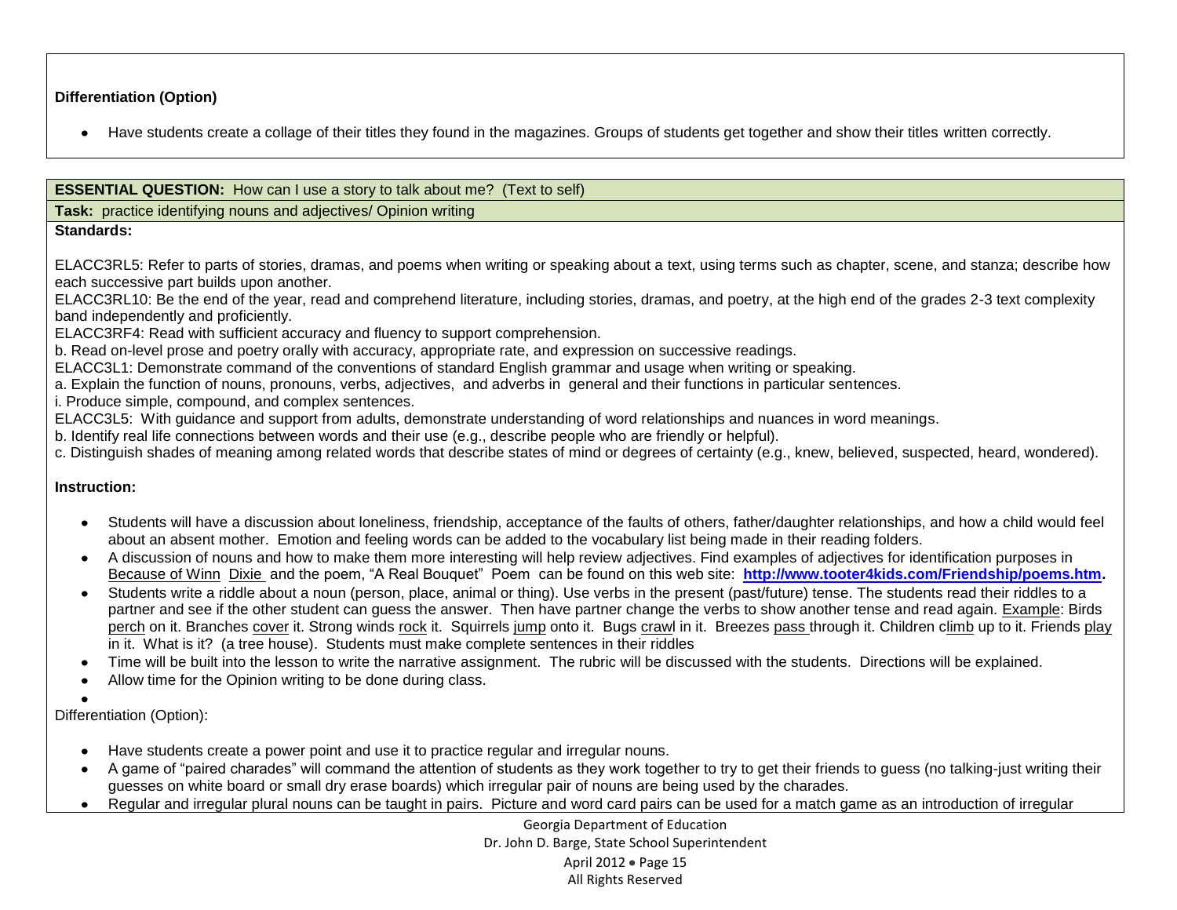**Differentiation (Option)**

- Have students create a collage of their titles they found in the magazines. Groups of students get together and show their titles written correctly.

**ESSENTIAL QUESTION:** How can I use a story to talk about me? (Text to self)

**Task:** practice identifying nouns and adjectives/ Opinion writing

**Standards:**

ELACC3RL5: Refer to parts of stories, dramas, and poems when writing or speaking about a text, using terms such as chapter, scene, and stanza; describe how each successive part builds upon another.
ELACC3RL10: Be the end of the year, read and comprehend literature, including stories, dramas, and poetry, at the high end of the grades 2-3 text complexity band independently and proficiently.
ELACC3RF4: Read with sufficient accuracy and fluency to support comprehension.
b. Read on-level prose and poetry orally with accuracy, appropriate rate, and expression on successive readings.
ELACC3L1: Demonstrate command of the conventions of standard English grammar and usage when writing or speaking.
a. Explain the function of nouns, pronouns, verbs, adjectives, and adverbs in general and their functions in particular sentences.
i. Produce simple, compound, and complex sentences.
ELACC3L5: With guidance and support from adults, demonstrate understanding of word relationships and nuances in word meanings.
b. Identify real life connections between words and their use (e.g., describe people who are friendly or helpful).
c. Distinguish shades of meaning among related words that describe states of mind or degrees of certainty (e.g., knew, believed, suspected, heard, wondered).

**Instruction:**

- Students will have a discussion about loneliness, friendship, acceptance of the faults of others, father/daughter relationships, and how a child would feel about an absent mother. Emotion and feeling words can be added to the vocabulary list being made in their reading folders.
- A discussion of nouns and how to make them more interesting will help review adjectives. Find examples of adjectives for identification purposes in Because of Winn Dixie and the poem, "A Real Bouquet" Poem can be found on this web site: **http://www.tooter4kids.com/Friendship/poems.htm.**
- Students write a riddle about a noun (person, place, animal or thing). Use verbs in the present (past/future) tense. The students read their riddles to a partner and see if the other student can guess the answer. Then have partner change the verbs to show another tense and read again. Example: Birds perch on it. Branches cover it. Strong winds rock it. Squirrels jump onto it. Bugs crawl in it. Breezes pass through it. Children climb up to it. Friends play in it. What is it? (a tree house). Students must make complete sentences in their riddles
- Time will be built into the lesson to write the narrative assignment. The rubric will be discussed with the students. Directions will be explained.
- Allow time for the Opinion writing to be done during class.

Differentiation (Option):

- Have students create a power point and use it to practice regular and irregular nouns.
- A game of "paired charades" will command the attention of students as they work together to try to get their friends to guess (no talking-just writing their guesses on white board or small dry erase boards) which irregular pair of nouns are being used by the charades.
- Regular and irregular plural nouns can be taught in pairs. Picture and word card pairs can be used for a match game as an introduction of irregular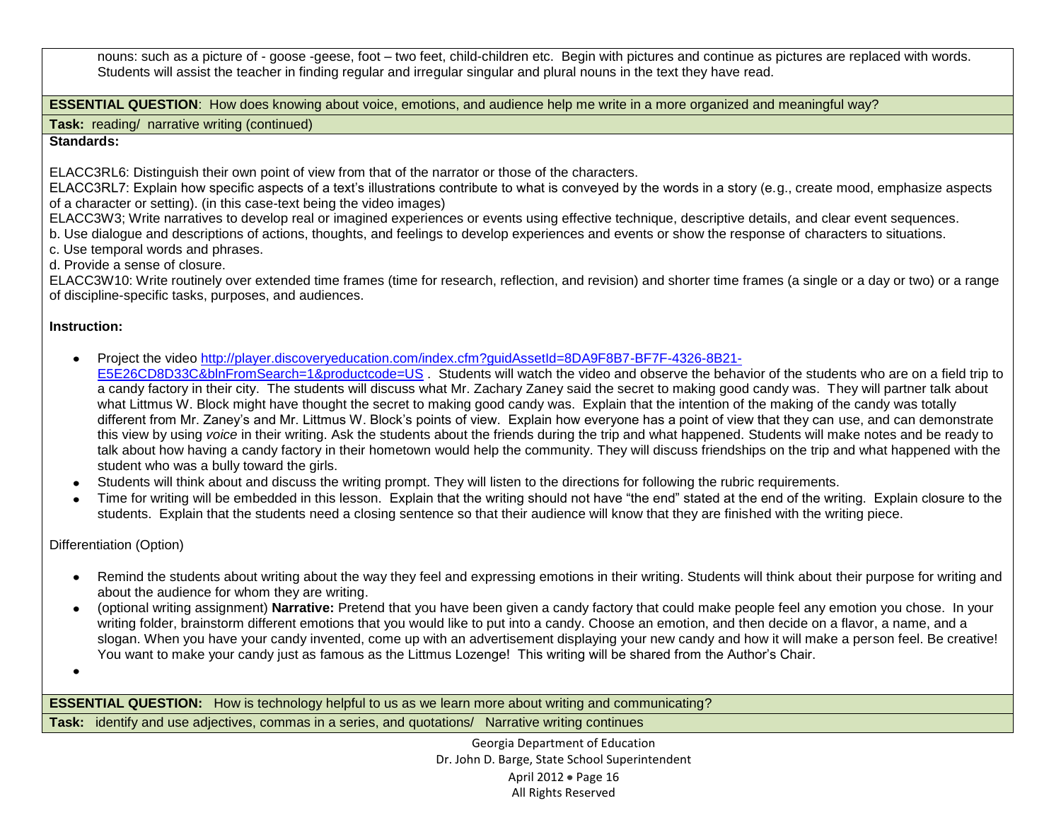nouns: such as a picture of - goose -geese, foot – two feet, child-children etc. Begin with pictures and continue as pictures are replaced with words. Students will assist the teacher in finding regular and irregular singular and plural nouns in the text they have read.

**ESSENTIAL QUESTION**: How does knowing about voice, emotions, and audience help me write in a more organized and meaningful way?

**Task:** reading/ narrative writing (continued)

**Standards:**

ELACC3RL6: Distinguish their own point of view from that of the narrator or those of the characters.
ELACC3RL7: Explain how specific aspects of a text's illustrations contribute to what is conveyed by the words in a story (e.g., create mood, emphasize aspects of a character or setting). (in this case-text being the video images)
ELACC3W3; Write narratives to develop real or imagined experiences or events using effective technique, descriptive details, and clear event sequences.
b. Use dialogue and descriptions of actions, thoughts, and feelings to develop experiences and events or show the response of characters to situations.
c. Use temporal words and phrases.
d. Provide a sense of closure.
ELACC3W10: Write routinely over extended time frames (time for research, reflection, and revision) and shorter time frames (a single or a day or two) or a range of discipline-specific tasks, purposes, and audiences.

**Instruction:**

- Project the video http://player.discoveryeducation.com/index.cfm?guidAssetId=8DA9F8B7-BF7F-4326-8B21-E5E26CD8D33C&blnFromSearch=1&productcode=US . Students will watch the video and observe the behavior of the students who are on a field trip to a candy factory in their city. The students will discuss what Mr. Zachary Zaney said the secret to making good candy was. They will partner talk about what Littmus W. Block might have thought the secret to making good candy was. Explain that the intention of the making of the candy was totally different from Mr. Zaney's and Mr. Littmus W. Block's points of view. Explain how everyone has a point of view that they can use, and can demonstrate this view by using *voice* in their writing. Ask the students about the friends during the trip and what happened. Students will make notes and be ready to talk about how having a candy factory in their hometown would help the community. They will discuss friendships on the trip and what happened with the student who was a bully toward the girls.
- Students will think about and discuss the writing prompt. They will listen to the directions for following the rubric requirements.
- Time for writing will be embedded in this lesson. Explain that the writing should not have "the end" stated at the end of the writing. Explain closure to the students. Explain that the students need a closing sentence so that their audience will know that they are finished with the writing piece.

Differentiation (Option)

- Remind the students about writing about the way they feel and expressing emotions in their writing. Students will think about their purpose for writing and about the audience for whom they are writing.
- (optional writing assignment) **Narrative:** Pretend that you have been given a candy factory that could make people feel any emotion you chose. In your writing folder, brainstorm different emotions that you would like to put into a candy. Choose an emotion, and then decide on a flavor, a name, and a slogan. When you have your candy invented, come up with an advertisement displaying your new candy and how it will make a person feel. Be creative! You want to make your candy just as famous as the Littmus Lozenge! This writing will be shared from the Author's Chair.

**ESSENTIAL QUESTION:** How is technology helpful to us as we learn more about writing and communicating?

**Task:** identify and use adjectives, commas in a series, and quotations/ Narrative writing continues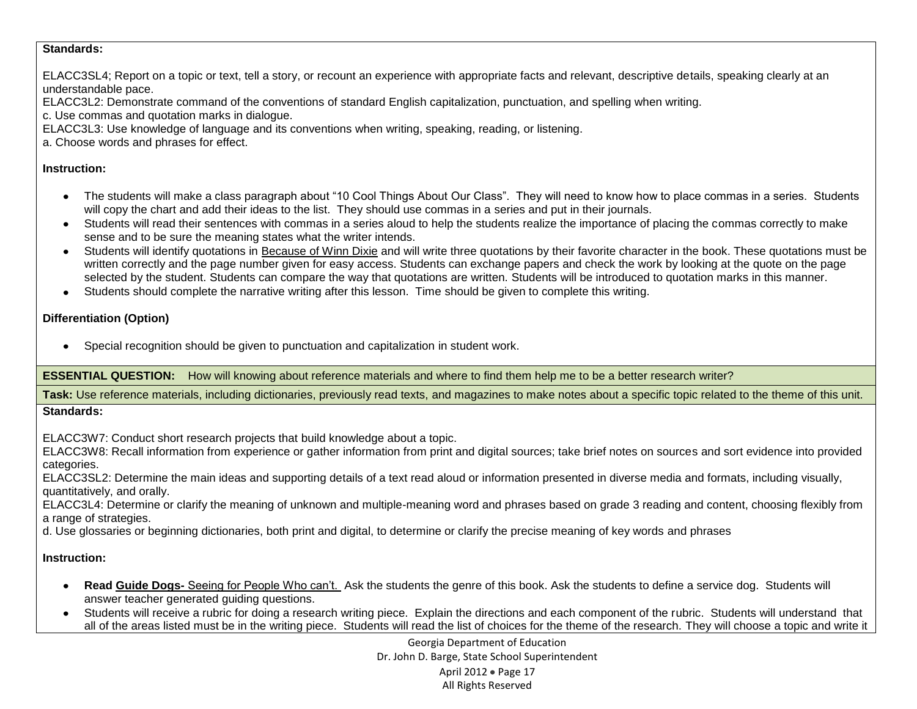**Standards:**

ELACC3SL4; Report on a topic or text, tell a story, or recount an experience with appropriate facts and relevant, descriptive details, speaking clearly at an understandable pace.
ELACC3L2: Demonstrate command of the conventions of standard English capitalization, punctuation, and spelling when writing.
c. Use commas and quotation marks in dialogue.
ELACC3L3: Use knowledge of language and its conventions when writing, speaking, reading, or listening.
a. Choose words and phrases for effect.

**Instruction:**

- The students will make a class paragraph about "10 Cool Things About Our Class". They will need to know how to place commas in a series. Students will copy the chart and add their ideas to the list. They should use commas in a series and put in their journals.
- Students will read their sentences with commas in a series aloud to help the students realize the importance of placing the commas correctly to make sense and to be sure the meaning states what the writer intends.
- Students will identify quotations in Because of Winn Dixie and will write three quotations by their favorite character in the book. These quotations must be written correctly and the page number given for easy access. Students can exchange papers and check the work by looking at the quote on the page selected by the student. Students can compare the way that quotations are written. Students will be introduced to quotation marks in this manner.
- Students should complete the narrative writing after this lesson. Time should be given to complete this writing.

**Differentiation (Option)**

- Special recognition should be given to punctuation and capitalization in student work.

**ESSENTIAL QUESTION:** How will knowing about reference materials and where to find them help me to be a better research writer?

**Task:** Use reference materials, including dictionaries, previously read texts, and magazines to make notes about a specific topic related to the theme of this unit.

**Standards:**

ELACC3W7: Conduct short research projects that build knowledge about a topic.
ELACC3W8: Recall information from experience or gather information from print and digital sources; take brief notes on sources and sort evidence into provided categories.
ELACC3SL2: Determine the main ideas and supporting details of a text read aloud or information presented in diverse media and formats, including visually, quantitatively, and orally.
ELACC3L4: Determine or clarify the meaning of unknown and multiple-meaning word and phrases based on grade 3 reading and content, choosing flexibly from a range of strategies.
d. Use glossaries or beginning dictionaries, both print and digital, to determine or clarify the precise meaning of key words and phrases

**Instruction:**

- **Read Guide Dogs-** Seeing for People Who can't. Ask the students the genre of this book. Ask the students to define a service dog. Students will answer teacher generated guiding questions.
- Students will receive a rubric for doing a research writing piece. Explain the directions and each component of the rubric. Students will understand that all of the areas listed must be in the writing piece. Students will read the list of choices for the theme of the research. They will choose a topic and write it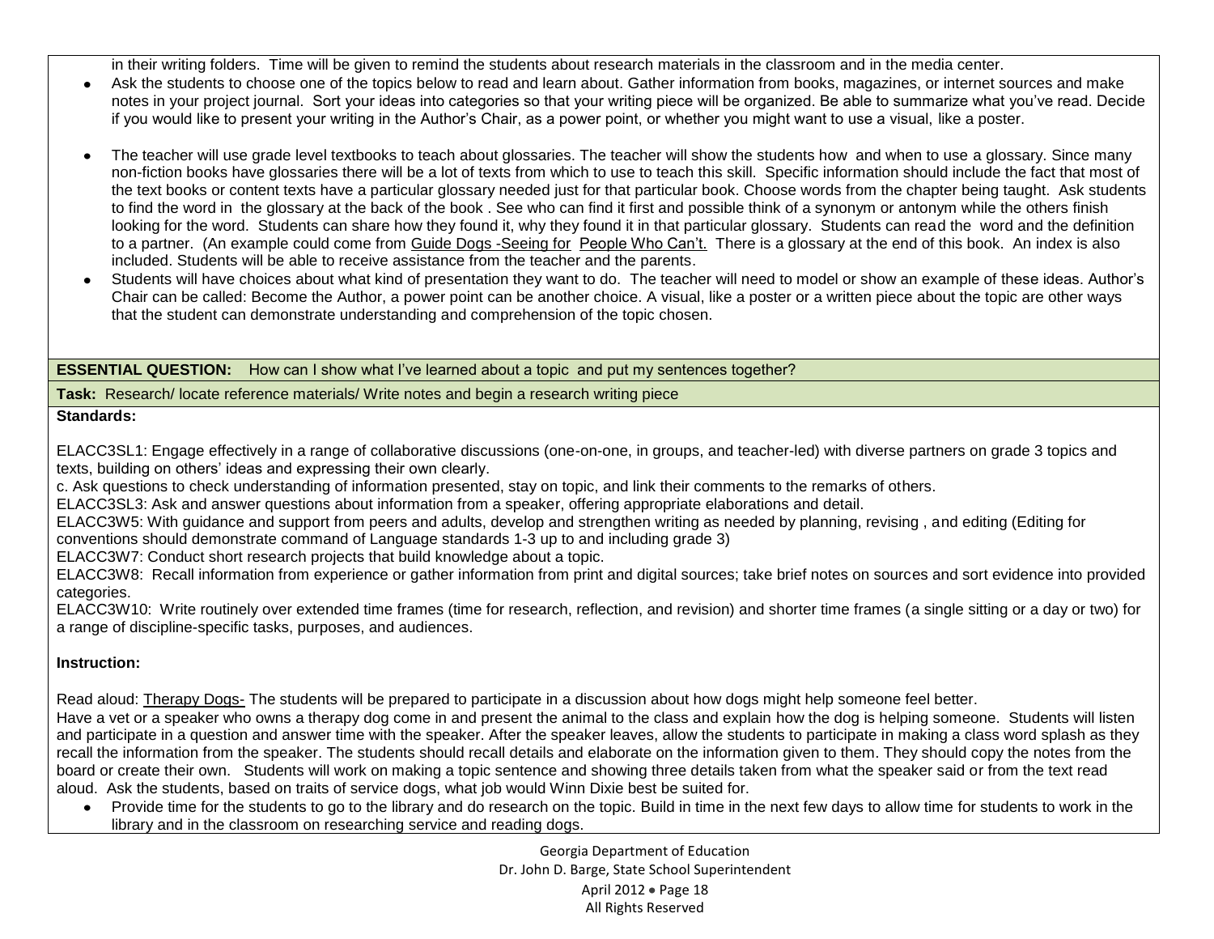in their writing folders. Time will be given to remind the students about research materials in the classroom and in the media center.

- Ask the students to choose one of the topics below to read and learn about. Gather information from books, magazines, or internet sources and make notes in your project journal. Sort your ideas into categories so that your writing piece will be organized. Be able to summarize what you've read. Decide if you would like to present your writing in the Author's Chair, as a power point, or whether you might want to use a visual, like a poster.

- The teacher will use grade level textbooks to teach about glossaries. The teacher will show the students how and when to use a glossary. Since many non-fiction books have glossaries there will be a lot of texts from which to use to teach this skill. Specific information should include the fact that most of the text books or content texts have a particular glossary needed just for that particular book. Choose words from the chapter being taught. Ask students to find the word in the glossary at the back of the book . See who can find it first and possible think of a synonym or antonym while the others finish looking for the word. Students can share how they found it, why they found it in that particular glossary. Students can read the word and the definition to a partner. (An example could come from Guide Dogs -Seeing for People Who Can't. There is a glossary at the end of this book. An index is also included. Students will be able to receive assistance from the teacher and the parents.
- Students will have choices about what kind of presentation they want to do. The teacher will need to model or show an example of these ideas. Author's Chair can be called: Become the Author, a power point can be another choice. A visual, like a poster or a written piece about the topic are other ways that the student can demonstrate understanding and comprehension of the topic chosen.

**ESSENTIAL QUESTION:** How can I show what I've learned about a topic and put my sentences together?

**Task:** Research/ locate reference materials/ Write notes and begin a research writing piece

**Standards:**

ELACC3SL1: Engage effectively in a range of collaborative discussions (one-on-one, in groups, and teacher-led) with diverse partners on grade 3 topics and texts, building on others' ideas and expressing their own clearly.
c. Ask questions to check understanding of information presented, stay on topic, and link their comments to the remarks of others.
ELACC3SL3: Ask and answer questions about information from a speaker, offering appropriate elaborations and detail.
ELACC3W5: With guidance and support from peers and adults, develop and strengthen writing as needed by planning, revising , and editing (Editing for conventions should demonstrate command of Language standards 1-3 up to and including grade 3)
ELACC3W7: Conduct short research projects that build knowledge about a topic.
ELACC3W8: Recall information from experience or gather information from print and digital sources; take brief notes on sources and sort evidence into provided categories.
ELACC3W10: Write routinely over extended time frames (time for research, reflection, and revision) and shorter time frames (a single sitting or a day or two) for a range of discipline-specific tasks, purposes, and audiences.

**Instruction:**

Read aloud: Therapy Dogs- The students will be prepared to participate in a discussion about how dogs might help someone feel better.
Have a vet or a speaker who owns a therapy dog come in and present the animal to the class and explain how the dog is helping someone. Students will listen and participate in a question and answer time with the speaker. After the speaker leaves, allow the students to participate in making a class word splash as they recall the information from the speaker. The students should recall details and elaborate on the information given to them. They should copy the notes from the board or create their own. Students will work on making a topic sentence and showing three details taken from what the speaker said or from the text read aloud. Ask the students, based on traits of service dogs, what job would Winn Dixie best be suited for.

- Provide time for the students to go to the library and do research on the topic. Build in time in the next few days to allow time for students to work in the library and in the classroom on researching service and reading dogs.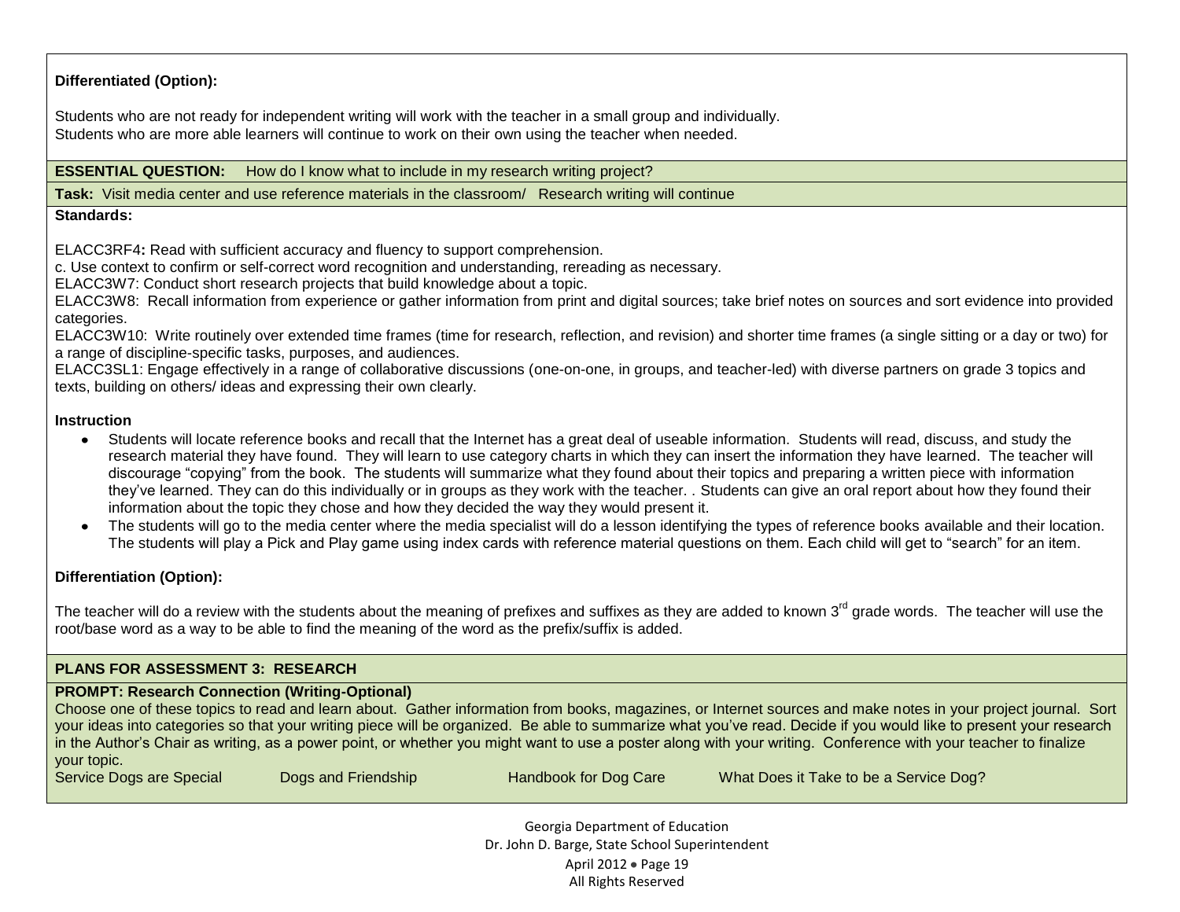**Differentiated (Option):**

Students who are not ready for independent writing will work with the teacher in a small group and individually.
Students who are more able learners will continue to work on their own using the teacher when needed.

**ESSENTIAL QUESTION:** How do I know what to include in my research writing project?

**Task:** Visit media center and use reference materials in the classroom/ Research writing will continue

**Standards:**

ELACC3RF4**:** Read with sufficient accuracy and fluency to support comprehension.
c. Use context to confirm or self-correct word recognition and understanding, rereading as necessary.
ELACC3W7: Conduct short research projects that build knowledge about a topic.
ELACC3W8: Recall information from experience or gather information from print and digital sources; take brief notes on sources and sort evidence into provided categories.
ELACC3W10: Write routinely over extended time frames (time for research, reflection, and revision) and shorter time frames (a single sitting or a day or two) for a range of discipline-specific tasks, purposes, and audiences.
ELACC3SL1: Engage effectively in a range of collaborative discussions (one-on-one, in groups, and teacher-led) with diverse partners on grade 3 topics and texts, building on others/ ideas and expressing their own clearly.

**Instruction**

- Students will locate reference books and recall that the Internet has a great deal of useable information. Students will read, discuss, and study the research material they have found. They will learn to use category charts in which they can insert the information they have learned. The teacher will discourage "copying" from the book. The students will summarize what they found about their topics and preparing a written piece with information they've learned. They can do this individually or in groups as they work with the teacher. . Students can give an oral report about how they found their information about the topic they chose and how they decided the way they would present it.
- The students will go to the media center where the media specialist will do a lesson identifying the types of reference books available and their location. The students will play a Pick and Play game using index cards with reference material questions on them. Each child will get to "search" for an item.

**Differentiation (Option):**

The teacher will do a review with the students about the meaning of prefixes and suffixes as they are added to known 3rd grade words. The teacher will use the root/base word as a way to be able to find the meaning of the word as the prefix/suffix is added.

**PLANS FOR ASSESSMENT 3: RESEARCH**

**PROMPT: Research Connection (Writing-Optional)**
Choose one of these topics to read and learn about. Gather information from books, magazines, or Internet sources and make notes in your project journal. Sort your ideas into categories so that your writing piece will be organized. Be able to summarize what you've read. Decide if you would like to present your research in the Author's Chair as writing, as a power point, or whether you might want to use a poster along with your writing. Conference with your teacher to finalize your topic.

Service Dogs are Special    Dogs and Friendship    Handbook for Dog Care    What Does it Take to be a Service Dog?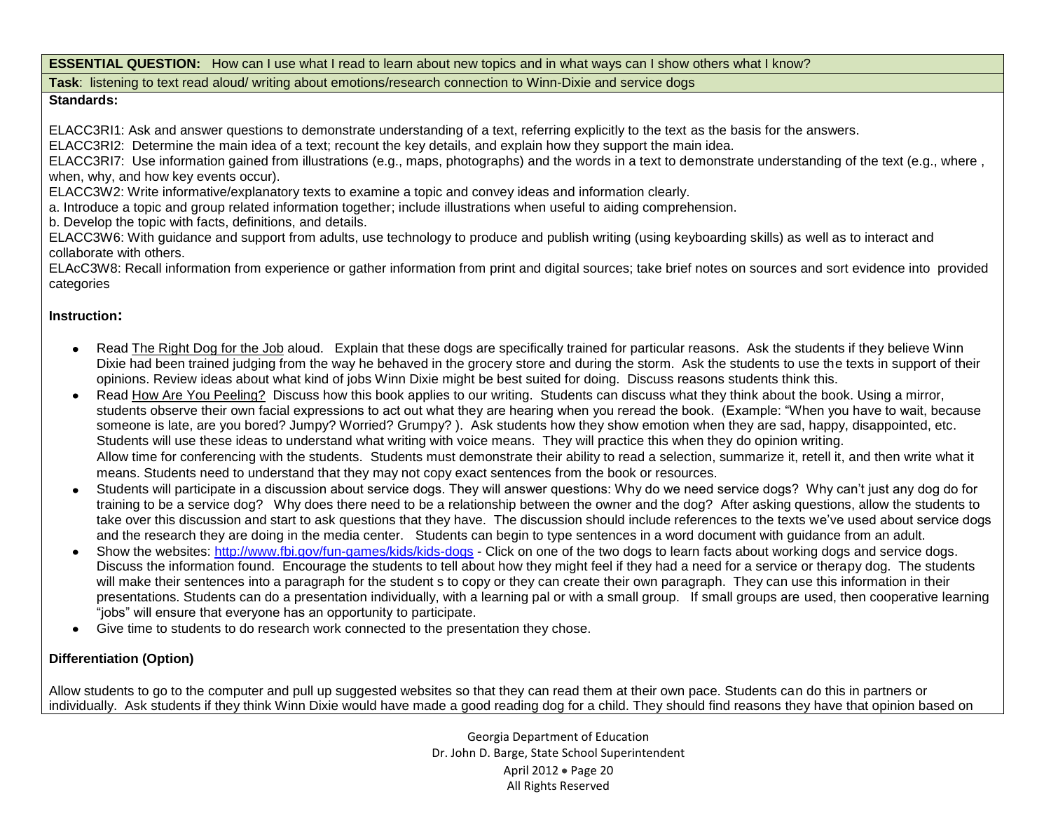**ESSENTIAL QUESTION:** How can I use what I read to learn about new topics and in what ways can I show others what I know?

**Task**: listening to text read aloud/ writing about emotions/research connection to Winn-Dixie and service dogs

**Standards:**

ELACC3RI1: Ask and answer questions to demonstrate understanding of a text, referring explicitly to the text as the basis for the answers.
ELACC3RI2: Determine the main idea of a text; recount the key details, and explain how they support the main idea.
ELACC3RI7: Use information gained from illustrations (e.g., maps, photographs) and the words in a text to demonstrate understanding of the text (e.g., where , when, why, and how key events occur).
ELACC3W2: Write informative/explanatory texts to examine a topic and convey ideas and information clearly.
a. Introduce a topic and group related information together; include illustrations when useful to aiding comprehension.
b. Develop the topic with facts, definitions, and details.
ELACC3W6: With guidance and support from adults, use technology to produce and publish writing (using keyboarding skills) as well as to interact and collaborate with others.
ELAcC3W8: Recall information from experience or gather information from print and digital sources; take brief notes on sources and sort evidence into provided categories

**Instruction:**

- Read The Right Dog for the Job aloud. Explain that these dogs are specifically trained for particular reasons. Ask the students if they believe Winn Dixie had been trained judging from the way he behaved in the grocery store and during the storm. Ask the students to use the texts in support of their opinions. Review ideas about what kind of jobs Winn Dixie might be best suited for doing. Discuss reasons students think this.
- Read How Are You Peeling? Discuss how this book applies to our writing. Students can discuss what they think about the book. Using a mirror, students observe their own facial expressions to act out what they are hearing when you reread the book. (Example: "When you have to wait, because someone is late, are you bored? Jumpy? Worried? Grumpy? ). Ask students how they show emotion when they are sad, happy, disappointed, etc. Students will use these ideas to understand what writing with voice means. They will practice this when they do opinion writing.
  Allow time for conferencing with the students. Students must demonstrate their ability to read a selection, summarize it, retell it, and then write what it means. Students need to understand that they may not copy exact sentences from the book or resources.
- Students will participate in a discussion about service dogs. They will answer questions: Why do we need service dogs? Why can't just any dog do for training to be a service dog? Why does there need to be a relationship between the owner and the dog? After asking questions, allow the students to take over this discussion and start to ask questions that they have. The discussion should include references to the texts we've used about service dogs and the research they are doing in the media center. Students can begin to type sentences in a word document with guidance from an adult.
- Show the websites: http://www.fbi.gov/fun-games/kids/kids-dogs - Click on one of the two dogs to learn facts about working dogs and service dogs. Discuss the information found. Encourage the students to tell about how they might feel if they had a need for a service or therapy dog. The students will make their sentences into a paragraph for the student s to copy or they can create their own paragraph. They can use this information in their presentations. Students can do a presentation individually, with a learning pal or with a small group. If small groups are used, then cooperative learning "jobs" will ensure that everyone has an opportunity to participate.
- Give time to students to do research work connected to the presentation they chose.

**Differentiation (Option)**

Allow students to go to the computer and pull up suggested websites so that they can read them at their own pace. Students can do this in partners or individually. Ask students if they think Winn Dixie would have made a good reading dog for a child. They should find reasons they have that opinion based on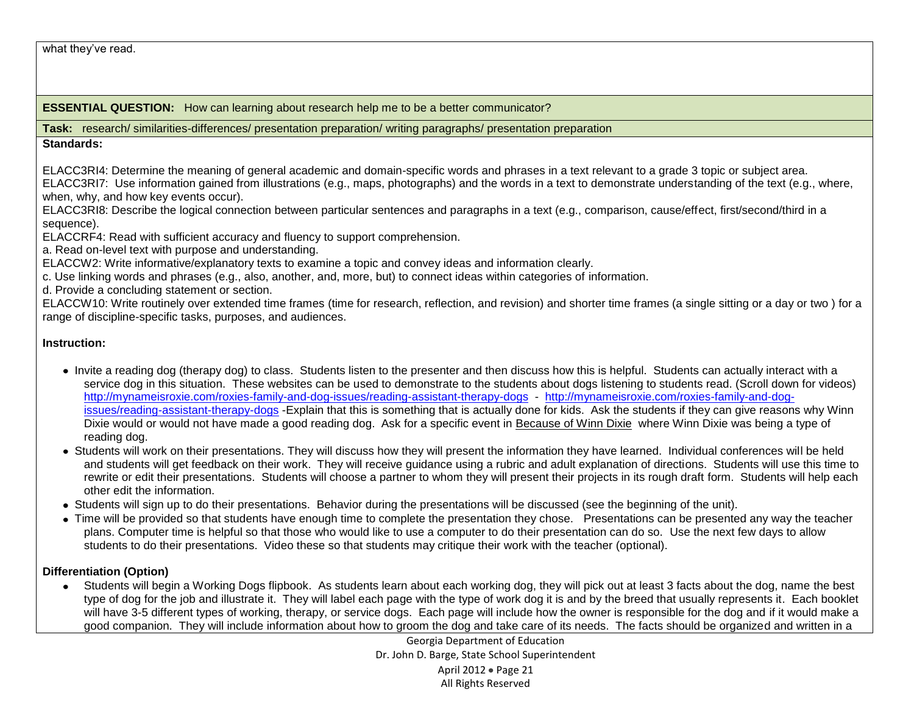what they've read.

**ESSENTIAL QUESTION:** How can learning about research help me to be a better communicator?

**Task:** research/ similarities-differences/ presentation preparation/ writing paragraphs/ presentation preparation

**Standards:**

ELACC3RI4: Determine the meaning of general academic and domain-specific words and phrases in a text relevant to a grade 3 topic or subject area.
ELACC3RI7: Use information gained from illustrations (e.g., maps, photographs) and the words in a text to demonstrate understanding of the text (e.g., where, when, why, and how key events occur).
ELACC3RI8: Describe the logical connection between particular sentences and paragraphs in a text (e.g., comparison, cause/effect, first/second/third in a sequence).
ELACCRF4: Read with sufficient accuracy and fluency to support comprehension.
a. Read on-level text with purpose and understanding.
ELACCW2: Write informative/explanatory texts to examine a topic and convey ideas and information clearly.
c. Use linking words and phrases (e.g., also, another, and, more, but) to connect ideas within categories of information.
d. Provide a concluding statement or section.
ELACCW10: Write routinely over extended time frames (time for research, reflection, and revision) and shorter time frames (a single sitting or a day or two ) for a range of discipline-specific tasks, purposes, and audiences.

**Instruction:**

- Invite a reading dog (therapy dog) to class. Students listen to the presenter and then discuss how this is helpful. Students can actually interact with a service dog in this situation. These websites can be used to demonstrate to the students about dogs listening to students read. (Scroll down for videos) http://mynameisroxie.com/roxies-family-and-dog-issues/reading-assistant-therapy-dogs - http://mynameisroxie.com/roxies-family-and-dog-issues/reading-assistant-therapy-dogs -Explain that this is something that is actually done for kids. Ask the students if they can give reasons why Winn Dixie would or would not have made a good reading dog. Ask for a specific event in Because of Winn Dixie where Winn Dixie was being a type of reading dog.
- Students will work on their presentations. They will discuss how they will present the information they have learned. Individual conferences will be held and students will get feedback on their work. They will receive guidance using a rubric and adult explanation of directions. Students will use this time to rewrite or edit their presentations. Students will choose a partner to whom they will present their projects in its rough draft form. Students will help each other edit the information.
- Students will sign up to do their presentations. Behavior during the presentations will be discussed (see the beginning of the unit).
- Time will be provided so that students have enough time to complete the presentation they chose. Presentations can be presented any way the teacher plans. Computer time is helpful so that those who would like to use a computer to do their presentation can do so. Use the next few days to allow students to do their presentations. Video these so that students may critique their work with the teacher (optional).

**Differentiation (Option)**

- Students will begin a Working Dogs flipbook. As students learn about each working dog, they will pick out at least 3 facts about the dog, name the best type of dog for the job and illustrate it. They will label each page with the type of work dog it is and by the breed that usually represents it. Each booklet will have 3-5 different types of working, therapy, or service dogs. Each page will include how the owner is responsible for the dog and if it would make a good companion. They will include information about how to groom the dog and take care of its needs. The facts should be organized and written in a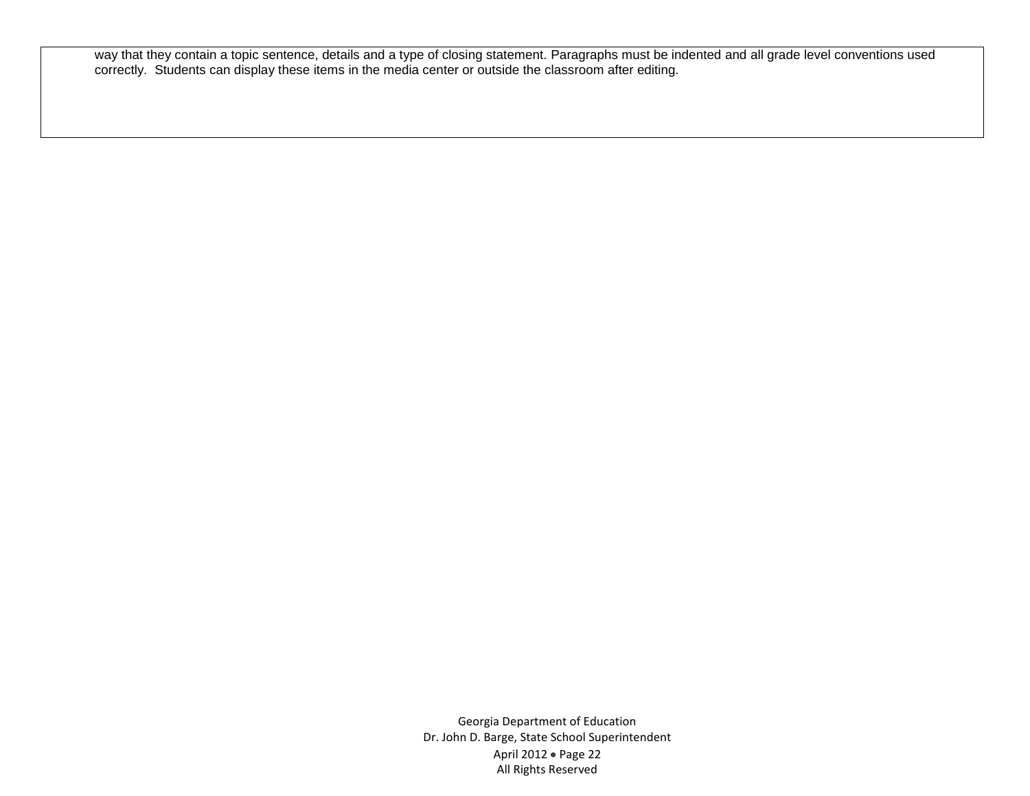way that they contain a topic sentence, details and a type of closing statement. Paragraphs must be indented and all grade level conventions used correctly. Students can display these items in the media center or outside the classroom after editing.